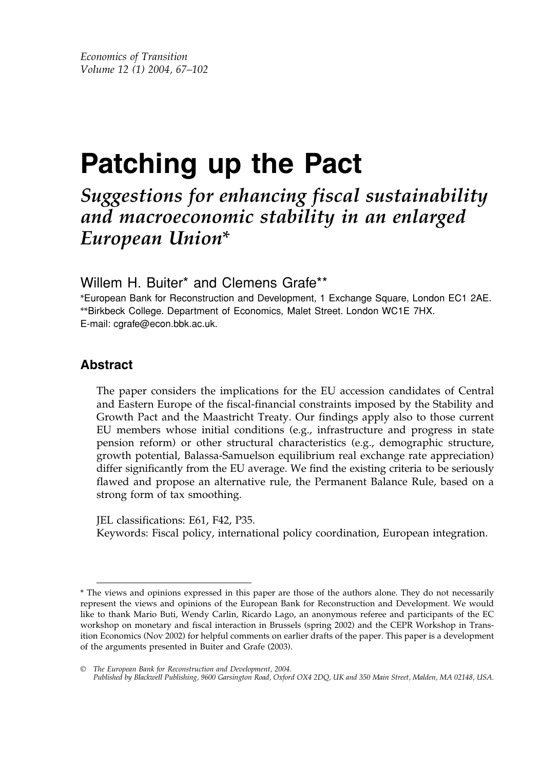# Patching up the Pact

## *Suggestions for enhancing fiscal sustainability and macroeconomic stability in an enlarged European Union\**

Willem H. Buiter\* and Clemens Grafe\*\*

\*European Bank for Reconstruction and Development, 1 Exchange Square, London EC1 2AE.
\*\*Birkbeck College. Department of Economics, Malet Street. London WC1E 7HX.
E-mail: cgrafe@econ.bbk.ac.uk.

### Abstract

The paper considers the implications for the EU accession candidates of Central and Eastern Europe of the fiscal-financial constraints imposed by the Stability and Growth Pact and the Maastricht Treaty. Our findings apply also to those current EU members whose initial conditions (e.g., infrastructure and progress in state pension reform) or other structural characteristics (e.g., demographic structure, growth potential, Balassa-Samuelson equilibrium real exchange rate appreciation) differ significantly from the EU average. We find the existing criteria to be seriously flawed and propose an alternative rule, the Permanent Balance Rule, based on a strong form of tax smoothing.

JEL classifications: E61, F42, P35.
Keywords: Fiscal policy, international policy coordination, European integration.

---

\* The views and opinions expressed in this paper are those of the authors alone. They do not necessarily represent the views and opinions of the European Bank for Reconstruction and Development. We would like to thank Mario Buti, Wendy Carlin, Ricardo Lago, an anonymous referee and participants of the EC workshop on monetary and fiscal interaction in Brussels (spring 2002) and the CEPR Workshop in Transition Economics (Nov 2002) for helpful comments on earlier drafts of the paper. This paper is a development of the arguments presented in Buiter and Grafe (2003).

© *The European Bank for Reconstruction and Development, 2004. Published by Blackwell Publishing, 9600 Garsington Road, Oxford OX4 2DQ, UK and 350 Main Street, Malden, MA 02148, USA.*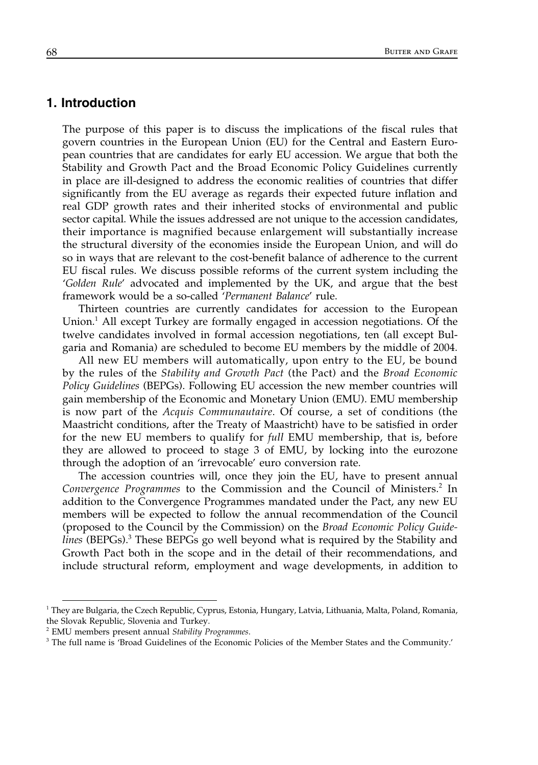## 1. Introduction

The purpose of this paper is to discuss the implications of the fiscal rules that govern countries in the European Union (EU) for the Central and Eastern European countries that are candidates for early EU accession. We argue that both the Stability and Growth Pact and the Broad Economic Policy Guidelines currently in place are ill-designed to address the economic realities of countries that differ significantly from the EU average as regards their expected future inflation and real GDP growth rates and their inherited stocks of environmental and public sector capital. While the issues addressed are not unique to the accession candidates, their importance is magnified because enlargement will substantially increase the structural diversity of the economies inside the European Union, and will do so in ways that are relevant to the cost-benefit balance of adherence to the current EU fiscal rules. We discuss possible reforms of the current system including the '*Golden Rule*' advocated and implemented by the UK, and argue that the best framework would be a so-called '*Permanent Balance*' rule.

Thirteen countries are currently candidates for accession to the European Union.[1] All except Turkey are formally engaged in accession negotiations. Of the twelve candidates involved in formal accession negotiations, ten (all except Bulgaria and Romania) are scheduled to become EU members by the middle of 2004.

All new EU members will automatically, upon entry to the EU, be bound by the rules of the *Stability and Growth Pact* (the Pact) and the *Broad Economic Policy Guidelines* (BEPGs). Following EU accession the new member countries will gain membership of the Economic and Monetary Union (EMU). EMU membership is now part of the *Acquis Communautaire*. Of course, a set of conditions (the Maastricht conditions, after the Treaty of Maastricht) have to be satisfied in order for the new EU members to qualify for *full* EMU membership, that is, before they are allowed to proceed to stage 3 of EMU, by locking into the eurozone through the adoption of an 'irrevocable' euro conversion rate.

The accession countries will, once they join the EU, have to present annual *Convergence Programmes* to the Commission and the Council of Ministers.[2] In addition to the Convergence Programmes mandated under the Pact, any new EU members will be expected to follow the annual recommendation of the Council (proposed to the Council by the Commission) on the *Broad Economic Policy Guidelines* (BEPGs).[3] These BEPGs go well beyond what is required by the Stability and Growth Pact both in the scope and in the detail of their recommendations, and include structural reform, employment and wage developments, in addition to

---

[1] They are Bulgaria, the Czech Republic, Cyprus, Estonia, Hungary, Latvia, Lithuania, Malta, Poland, Romania, the Slovak Republic, Slovenia and Turkey.

[2] EMU members present annual *Stability Programmes*.

[3] The full name is 'Broad Guidelines of the Economic Policies of the Member States and the Community.'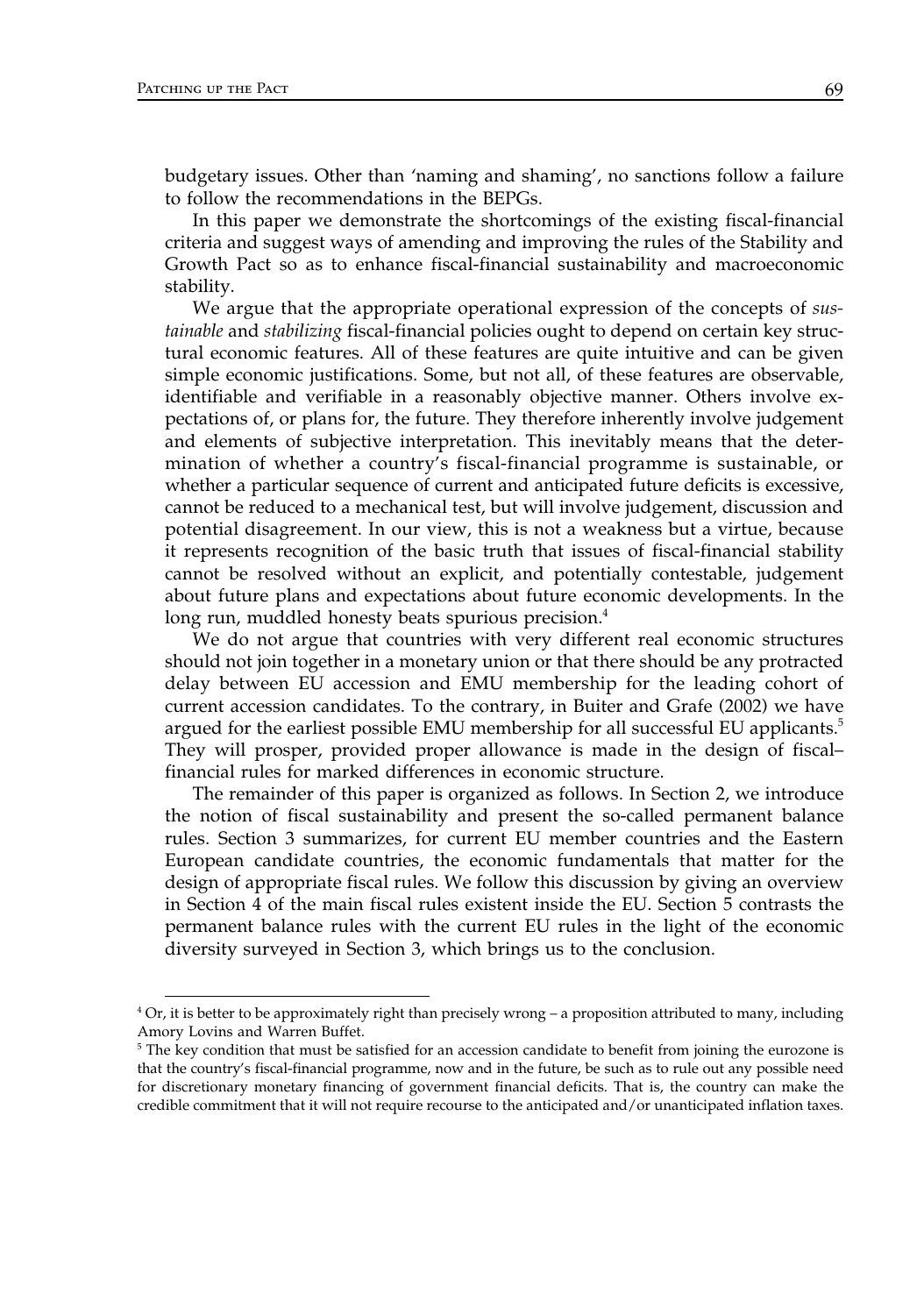budgetary issues. Other than 'naming and shaming', no sanctions follow a failure to follow the recommendations in the BEPGs.

In this paper we demonstrate the shortcomings of the existing fiscal-financial criteria and suggest ways of amending and improving the rules of the Stability and Growth Pact so as to enhance fiscal-financial sustainability and macroeconomic stability.

We argue that the appropriate operational expression of the concepts of *sustainable* and *stabilizing* fiscal-financial policies ought to depend on certain key structural economic features. All of these features are quite intuitive and can be given simple economic justifications. Some, but not all, of these features are observable, identifiable and verifiable in a reasonably objective manner. Others involve expectations of, or plans for, the future. They therefore inherently involve judgement and elements of subjective interpretation. This inevitably means that the determination of whether a country's fiscal-financial programme is sustainable, or whether a particular sequence of current and anticipated future deficits is excessive, cannot be reduced to a mechanical test, but will involve judgement, discussion and potential disagreement. In our view, this is not a weakness but a virtue, because it represents recognition of the basic truth that issues of fiscal-financial stability cannot be resolved without an explicit, and potentially contestable, judgement about future plans and expectations about future economic developments. In the long run, muddled honesty beats spurious precision.[4]

We do not argue that countries with very different real economic structures should not join together in a monetary union or that there should be any protracted delay between EU accession and EMU membership for the leading cohort of current accession candidates. To the contrary, in Buiter and Grafe (2002) we have argued for the earliest possible EMU membership for all successful EU applicants.[5] They will prosper, provided proper allowance is made in the design of fiscal–financial rules for marked differences in economic structure.

The remainder of this paper is organized as follows. In Section 2, we introduce the notion of fiscal sustainability and present the so-called permanent balance rules. Section 3 summarizes, for current EU member countries and the Eastern European candidate countries, the economic fundamentals that matter for the design of appropriate fiscal rules. We follow this discussion by giving an overview in Section 4 of the main fiscal rules existent inside the EU. Section 5 contrasts the permanent balance rules with the current EU rules in the light of the economic diversity surveyed in Section 3, which brings us to the conclusion.

[4] Or, it is better to be approximately right than precisely wrong – a proposition attributed to many, including Amory Lovins and Warren Buffet.

[5] The key condition that must be satisfied for an accession candidate to benefit from joining the eurozone is that the country's fiscal-financial programme, now and in the future, be such as to rule out any possible need for discretionary monetary financing of government financial deficits. That is, the country can make the credible commitment that it will not require recourse to the anticipated and/or unanticipated inflation taxes.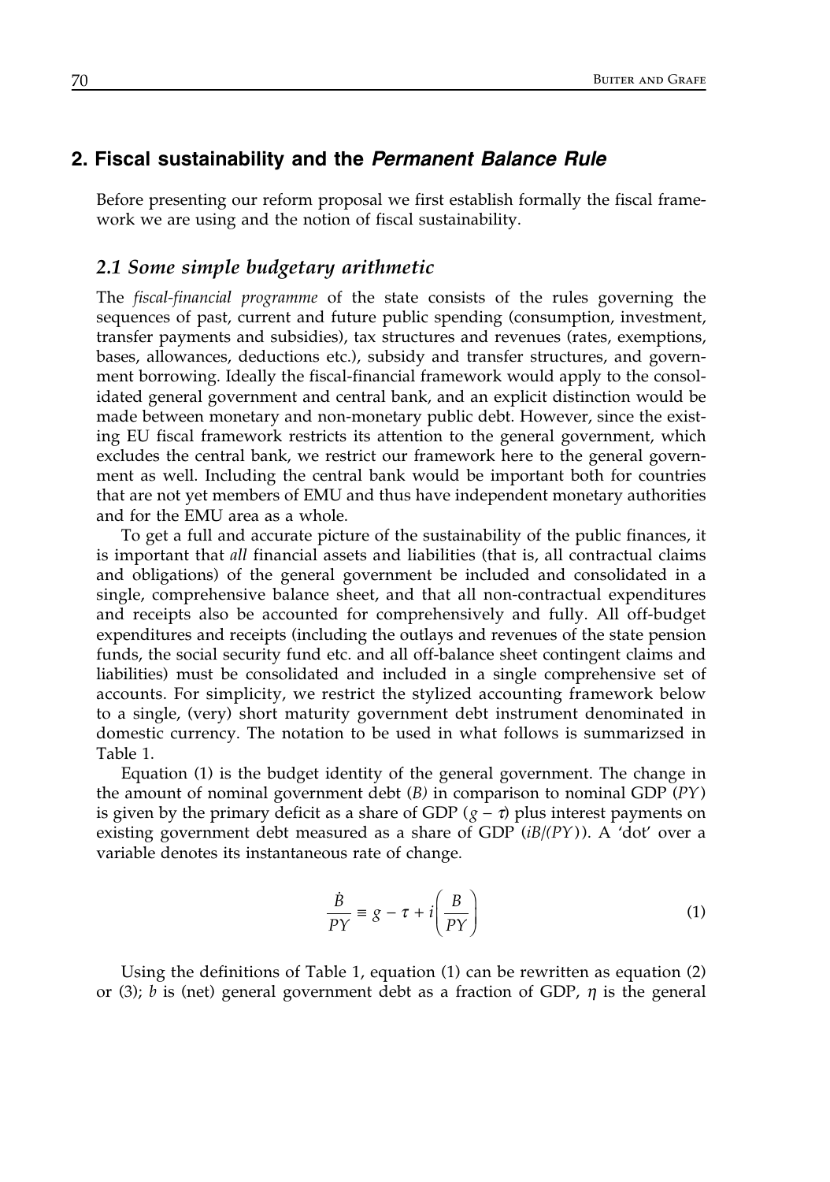## 2. Fiscal sustainability and the *Permanent Balance Rule*

Before presenting our reform proposal we first establish formally the fiscal framework we are using and the notion of fiscal sustainability.

### *2.1 Some simple budgetary arithmetic*

The *fiscal-financial programme* of the state consists of the rules governing the sequences of past, current and future public spending (consumption, investment, transfer payments and subsidies), tax structures and revenues (rates, exemptions, bases, allowances, deductions etc.), subsidy and transfer structures, and government borrowing. Ideally the fiscal-financial framework would apply to the consolidated general government and central bank, and an explicit distinction would be made between monetary and non-monetary public debt. However, since the existing EU fiscal framework restricts its attention to the general government, which excludes the central bank, we restrict our framework here to the general government as well. Including the central bank would be important both for countries that are not yet members of EMU and thus have independent monetary authorities and for the EMU area as a whole.

To get a full and accurate picture of the sustainability of the public finances, it is important that *all* financial assets and liabilities (that is, all contractual claims and obligations) of the general government be included and consolidated in a single, comprehensive balance sheet, and that all non-contractual expenditures and receipts also be accounted for comprehensively and fully. All off-budget expenditures and receipts (including the outlays and revenues of the state pension funds, the social security fund etc. and all off-balance sheet contingent claims and liabilities) must be consolidated and included in a single comprehensive set of accounts. For simplicity, we restrict the stylized accounting framework below to a single, (very) short maturity government debt instrument denominated in domestic currency. The notation to be used in what follows is summarizsed in Table 1.

Equation (1) is the budget identity of the general government. The change in the amount of nominal government debt ($B$) in comparison to nominal GDP ($PY$) is given by the primary deficit as a share of GDP ($g - \tau$) plus interest payments on existing government debt measured as a share of GDP ($iB/(PY)$). A 'dot' over a variable denotes its instantaneous rate of change.

$$\frac{\dot{B}}{PY} \equiv g - \tau + i\left(\frac{B}{PY}\right) \tag{1}$$

Using the definitions of Table 1, equation (1) can be rewritten as equation (2) or (3); $b$ is (net) general government debt as a fraction of GDP, $\eta$ is the general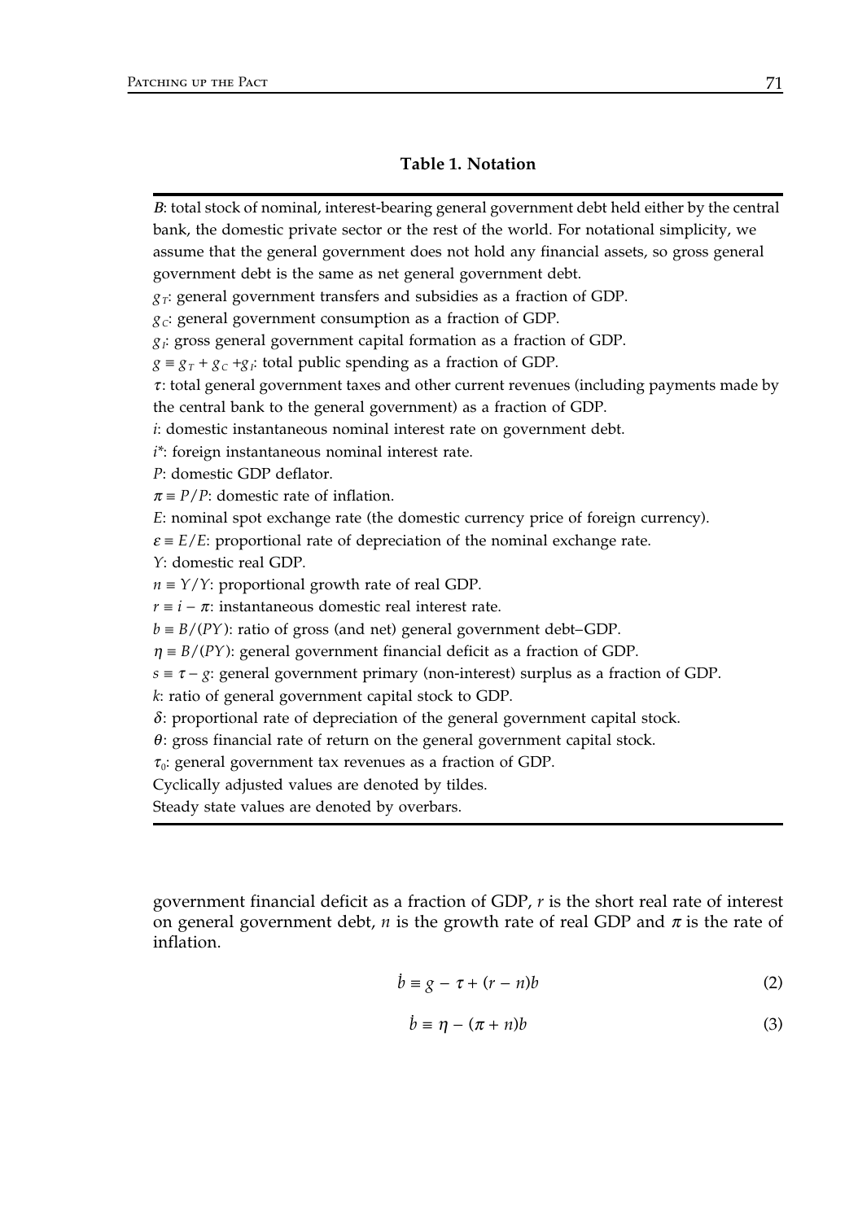**Table 1. Notation**

$B$: total stock of nominal, interest-bearing general government debt held either by the central bank, the domestic private sector or the rest of the world. For notational simplicity, we assume that the general government does not hold any financial assets, so gross general government debt is the same as net general government debt.
$g_T$: general government transfers and subsidies as a fraction of GDP.
$g_C$: general government consumption as a fraction of GDP.
$g_I$: gross general government capital formation as a fraction of GDP.
$g \equiv g_T + g_C + g_I$: total public spending as a fraction of GDP.
$\tau$: total general government taxes and other current revenues (including payments made by the central bank to the general government) as a fraction of GDP.
$i$: domestic instantaneous nominal interest rate on government debt.
$i^*$: foreign instantaneous nominal interest rate.
$P$: domestic GDP deflator.
$\pi \equiv P/P$: domestic rate of inflation.
$E$: nominal spot exchange rate (the domestic currency price of foreign currency).
$\varepsilon \equiv E/E$: proportional rate of depreciation of the nominal exchange rate.
$Y$: domestic real GDP.
$n \equiv Y/Y$: proportional growth rate of real GDP.
$r \equiv i - \pi$: instantaneous domestic real interest rate.
$b \equiv B/(PY)$: ratio of gross (and net) general government debt–GDP.
$\eta \equiv B/(PY)$: general government financial deficit as a fraction of GDP.
$s \equiv \tau - g$: general government primary (non-interest) surplus as a fraction of GDP.
$k$: ratio of general government capital stock to GDP.
$\delta$: proportional rate of depreciation of the general government capital stock.
$\theta$: gross financial rate of return on the general government capital stock.
$\tau_0$: general government tax revenues as a fraction of GDP.
Cyclically adjusted values are denoted by tildes.
Steady state values are denoted by overbars.

government financial deficit as a fraction of GDP, $r$ is the short real rate of interest on general government debt, $n$ is the growth rate of real GDP and $\pi$ is the rate of inflation.

$$\dot{b} \equiv g - \tau + (r - n)b \tag{2}$$

$$\dot{b} \equiv \eta - (\pi + n)b \tag{3}$$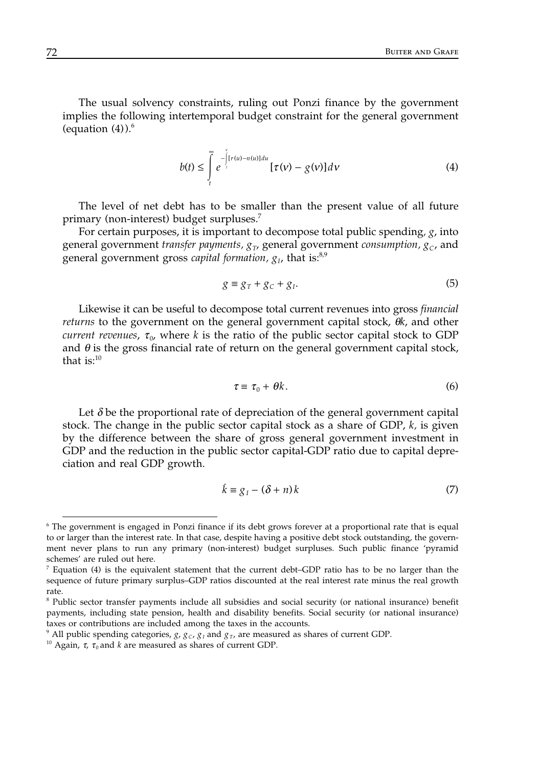The usual solvency constraints, ruling out Ponzi finance by the government implies the following intertemporal budget constraint for the general government (equation (4)).[6]

$$b(t) \leq \int_t^{\infty} e^{-\int_t^{v} [r(u)-n(u)]du} [\tau(v) - g(v)] dv \tag{4}$$

The level of net debt has to be smaller than the present value of all future primary (non-interest) budget surpluses.[7]

For certain purposes, it is important to decompose total public spending, $g$, into general government *transfer payments*, $g_T$, general government *consumption*, $g_C$, and general government gross *capital formation*, $g_I$, that is:[8,9]

$$g \equiv g_T + g_C + g_I. \tag{5}$$

Likewise it can be useful to decompose total current revenues into gross *financial returns* to the government on the general government capital stock, $\theta k$, and other *current revenues*, $\tau_0$, where $k$ is the ratio of the public sector capital stock to GDP and $\theta$ is the gross financial rate of return on the general government capital stock, that is:[10]

$$\tau \equiv \tau_0 + \theta k. \tag{6}$$

Let $\delta$ be the proportional rate of depreciation of the general government capital stock. The change in the public sector capital stock as a share of GDP, $k$, is given by the difference between the share of gross general government investment in GDP and the reduction in the public sector capital-GDP ratio due to capital depreciation and real GDP growth.

$$\dot{k} \equiv g_I - (\delta + n)k \tag{7}$$

---

[6] The government is engaged in Ponzi finance if its debt grows forever at a proportional rate that is equal to or larger than the interest rate. In that case, despite having a positive debt stock outstanding, the government never plans to run any primary (non-interest) budget surpluses. Such public finance 'pyramid schemes' are ruled out here.

[7] Equation (4) is the equivalent statement that the current debt–GDP ratio has to be no larger than the sequence of future primary surplus–GDP ratios discounted at the real interest rate minus the real growth rate.

[8] Public sector transfer payments include all subsidies and social security (or national insurance) benefit payments, including state pension, health and disability benefits. Social security (or national insurance) taxes or contributions are included among the taxes in the accounts.

[9] All public spending categories, $g$, $g_C$, $g_I$ and $g_T$, are measured as shares of current GDP.

[10] Again, $\tau$, $\tau_0$ and $k$ are measured as shares of current GDP.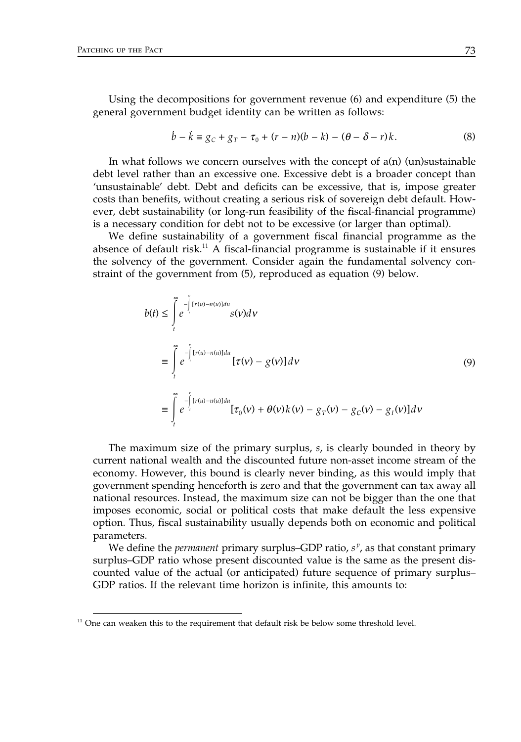Using the decompositions for government revenue (6) and expenditure (5) the general government budget identity can be written as follows:

$$\dot{b} - \dot{k} \equiv g_C + g_T - \tau_0 + (r - n)(b - k) - (\theta - \delta - r)k. \tag{8}$$

In what follows we concern ourselves with the concept of a(n) (un)sustainable debt level rather than an excessive one. Excessive debt is a broader concept than 'unsustainable' debt. Debt and deficits can be excessive, that is, impose greater costs than benefits, without creating a serious risk of sovereign debt default. However, debt sustainability (or long-run feasibility of the fiscal-financial programme) is a necessary condition for debt not to be excessive (or larger than optimal).

We define sustainability of a government fiscal financial programme as the absence of default risk.[11] A fiscal-financial programme is sustainable if it ensures the solvency of the government. Consider again the fundamental solvency constraint of the government from (5), reproduced as equation (9) below.

$$\begin{aligned} b(t) &\leq \int_t^{\infty} e^{-\int_t^v [r(u)-n(u)]du} s(v)dv \\ &\equiv \int_t^{\infty} e^{-\int_t^v [r(u)-n(u)]du} [\tau(v) - g(v)]\, dv \\ &\equiv \int_t^{\infty} e^{-\int_t^v [r(u)-n(u)]du} [\tau_0(v) + \theta(v)k(v) - g_T(v) - g_C(v) - g_I(v)]\, dv \end{aligned} \tag{9}$$

The maximum size of the primary surplus, $s$, is clearly bounded in theory by current national wealth and the discounted future non-asset income stream of the economy. However, this bound is clearly never binding, as this would imply that government spending henceforth is zero and that the government can tax away all national resources. Instead, the maximum size can not be bigger than the one that imposes economic, social or political costs that make default the less expensive option. Thus, fiscal sustainability usually depends both on economic and political parameters.

We define the *permanent* primary surplus–GDP ratio, $s^p$, as that constant primary surplus–GDP ratio whose present discounted value is the same as the present discounted value of the actual (or anticipated) future sequence of primary surplus–GDP ratios. If the relevant time horizon is infinite, this amounts to:

[11] One can weaken this to the requirement that default risk be below some threshold level.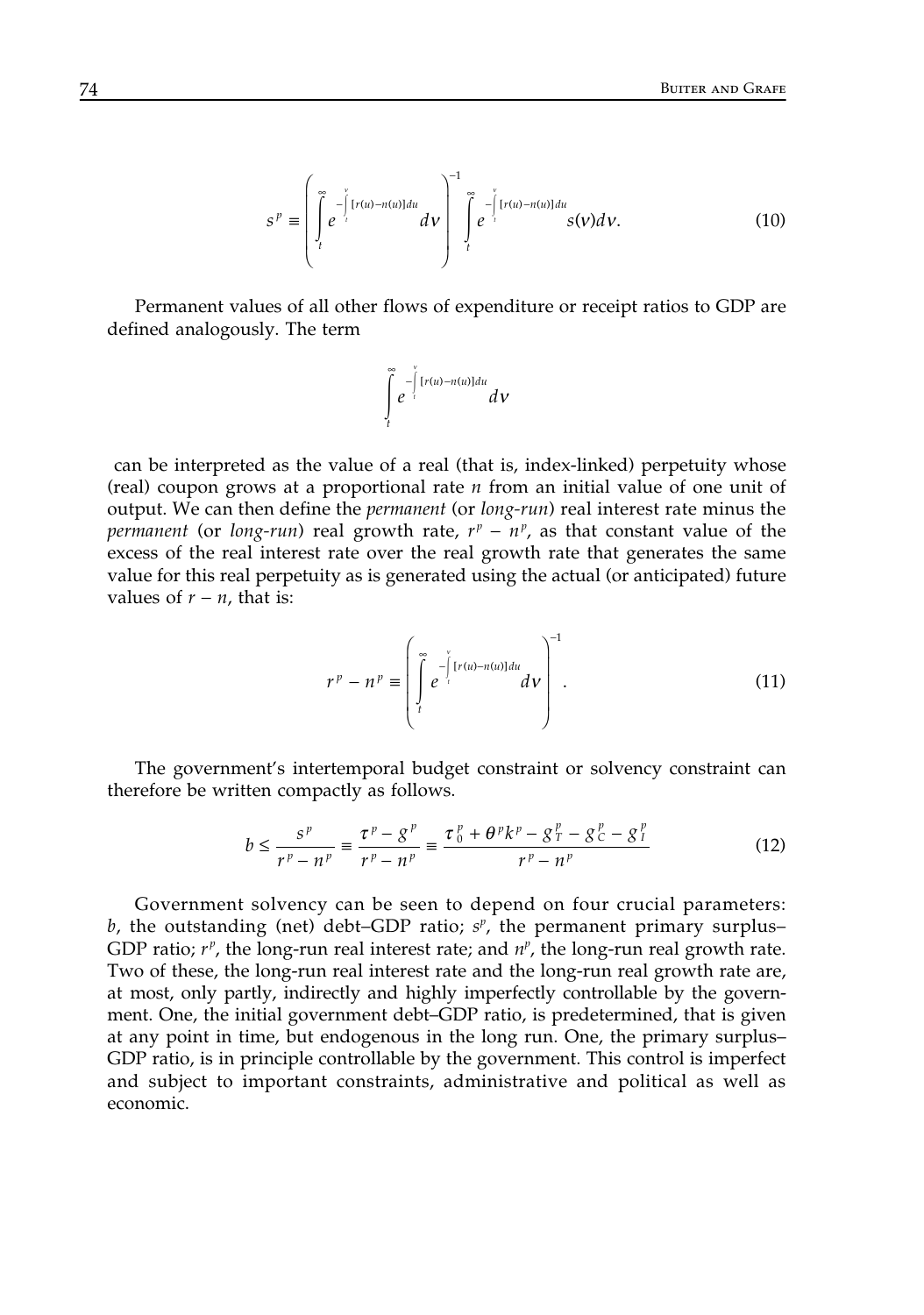$$s^p \equiv \left( \int_t^{\infty} e^{-\int_t^v [r(u)-n(u)]du} dv \right)^{-1} \int_t^{\infty} e^{-\int_t^v [r(u)-n(u)]du} s(v)dv. \tag{10}$$

Permanent values of all other flows of expenditure or receipt ratios to GDP are defined analogously. The term

$$\int_t^{\infty} e^{-\int_t^v [r(u)-n(u)]du} dv$$

can be interpreted as the value of a real (that is, index-linked) perpetuity whose (real) coupon grows at a proportional rate $n$ from an initial value of one unit of output. We can then define the *permanent* (or *long-run*) real interest rate minus the *permanent* (or *long-run*) real growth rate, $r^p - n^p$, as that constant value of the excess of the real interest rate over the real growth rate that generates the same value for this real perpetuity as is generated using the actual (or anticipated) future values of $r - n$, that is:

$$r^p - n^p \equiv \left( \int_t^{\infty} e^{-\int_t^v [r(u)-n(u)]du} dv \right)^{-1}. \tag{11}$$

The government's intertemporal budget constraint or solvency constraint can therefore be written compactly as follows.

$$b \leq \frac{s^p}{r^p - n^p} \equiv \frac{\tau^p - g^p}{r^p - n^p} \equiv \frac{\tau_0^p + \theta^p k^p - g_T^p - g_C^p - g_I^p}{r^p - n^p} \tag{12}$$

Government solvency can be seen to depend on four crucial parameters: $b$, the outstanding (net) debt–GDP ratio; $s^p$, the permanent primary surplus–GDP ratio; $r^p$, the long-run real interest rate; and $n^p$, the long-run real growth rate. Two of these, the long-run real interest rate and the long-run real growth rate are, at most, only partly, indirectly and highly imperfectly controllable by the government. One, the initial government debt–GDP ratio, is predetermined, that is given at any point in time, but endogenous in the long run. One, the primary surplus–GDP ratio, is in principle controllable by the government. This control is imperfect and subject to important constraints, administrative and political as well as economic.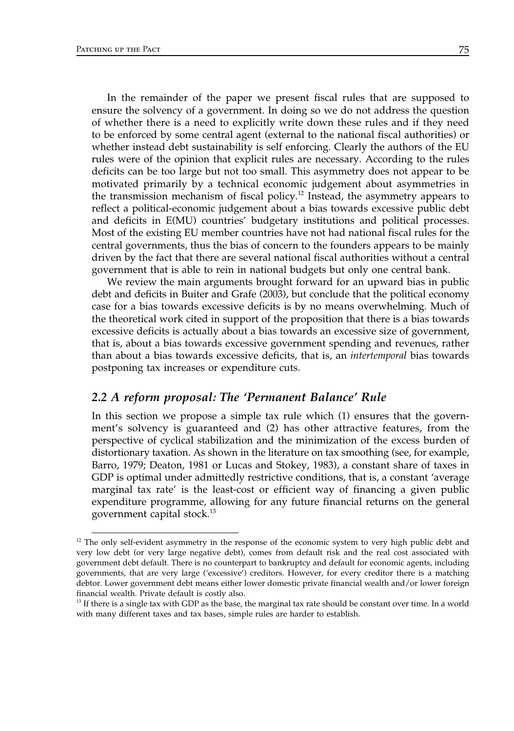In the remainder of the paper we present fiscal rules that are supposed to ensure the solvency of a government. In doing so we do not address the question of whether there is a need to explicitly write down these rules and if they need to be enforced by some central agent (external to the national fiscal authorities) or whether instead debt sustainability is self enforcing. Clearly the authors of the EU rules were of the opinion that explicit rules are necessary. According to the rules deficits can be too large but not too small. This asymmetry does not appear to be motivated primarily by a technical economic judgement about asymmetries in the transmission mechanism of fiscal policy.[12] Instead, the asymmetry appears to reflect a political-economic judgement about a bias towards excessive public debt and deficits in E(MU) countries' budgetary institutions and political processes. Most of the existing EU member countries have not had national fiscal rules for the central governments, thus the bias of concern to the founders appears to be mainly driven by the fact that there are several national fiscal authorities without a central government that is able to rein in national budgets but only one central bank.

We review the main arguments brought forward for an upward bias in public debt and deficits in Buiter and Grafe (2003), but conclude that the political economy case for a bias towards excessive deficits is by no means overwhelming. Much of the theoretical work cited in support of the proposition that there is a bias towards excessive deficits is actually about a bias towards an excessive size of government, that is, about a bias towards excessive government spending and revenues, rather than about a bias towards excessive deficits, that is, an *intertemporal* bias towards postponing tax increases or expenditure cuts.

## *2.2 A reform proposal: The 'Permanent Balance' Rule*

In this section we propose a simple tax rule which (1) ensures that the government's solvency is guaranteed and (2) has other attractive features, from the perspective of cyclical stabilization and the minimization of the excess burden of distortionary taxation. As shown in the literature on tax smoothing (see, for example, Barro, 1979; Deaton, 1981 or Lucas and Stokey, 1983), a constant share of taxes in GDP is optimal under admittedly restrictive conditions, that is, a constant 'average marginal tax rate' is the least-cost or efficient way of financing a given public expenditure programme, allowing for any future financial returns on the general government capital stock.[13]

---

[12] The only self-evident asymmetry in the response of the economic system to very high public debt and very low debt (or very large negative debt), comes from default risk and the real cost associated with government debt default. There is no counterpart to bankruptcy and default for economic agents, including governments, that are very large ('excessive') creditors. However, for every creditor there is a matching debtor. Lower government debt means either lower domestic private financial wealth and/or lower foreign financial wealth. Private default is costly also.

[13] If there is a single tax with GDP as the base, the marginal tax rate should be constant over time. In a world with many different taxes and tax bases, simple rules are harder to establish.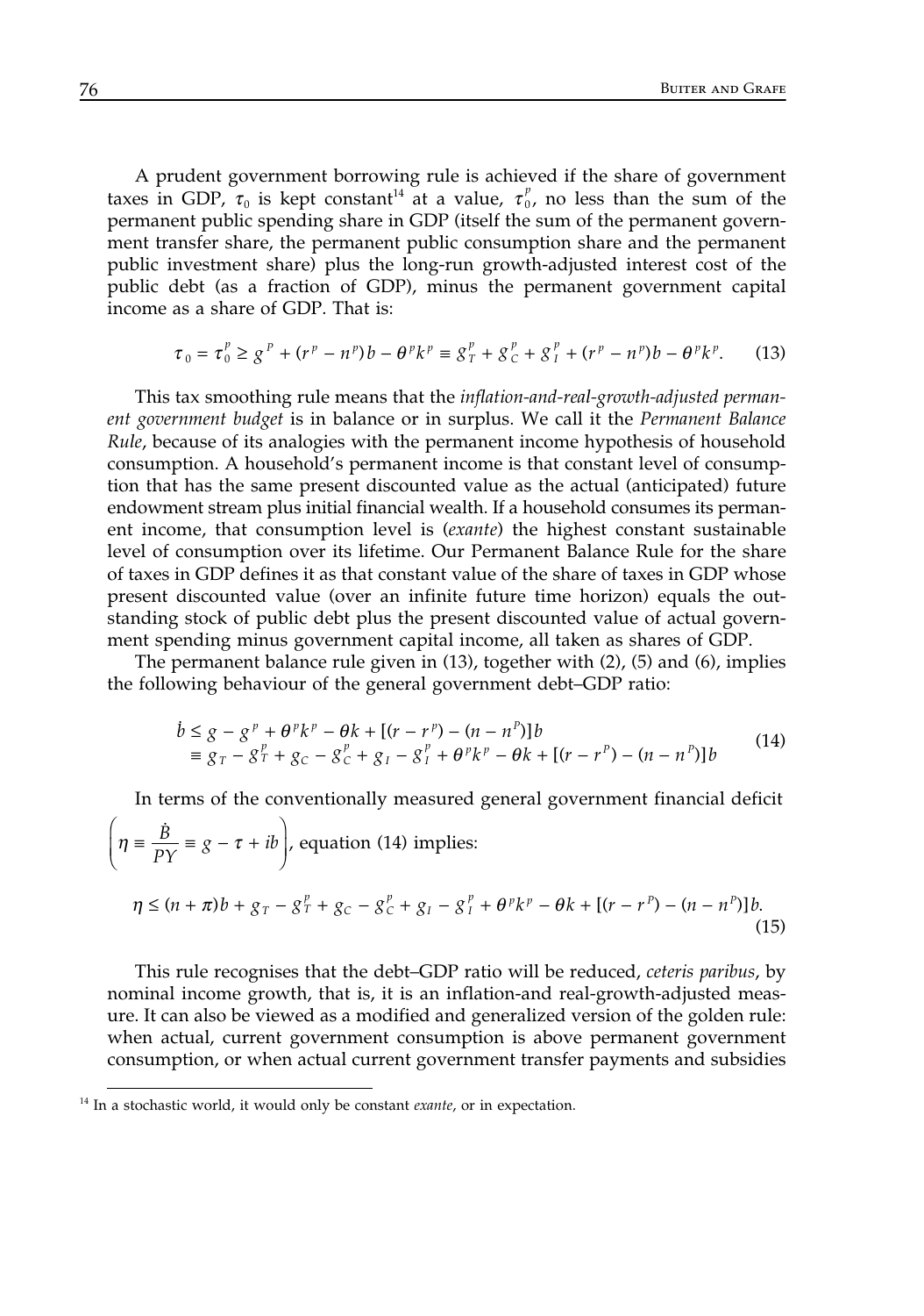A prudent government borrowing rule is achieved if the share of government taxes in GDP, $\tau_0$ is kept constant[14] at a value, $\tau_0^p$, no less than the sum of the permanent public spending share in GDP (itself the sum of the permanent government transfer share, the permanent public consumption share and the permanent public investment share) plus the long-run growth-adjusted interest cost of the public debt (as a fraction of GDP), minus the permanent government capital income as a share of GDP. That is:

$$\tau_0 = \tau_0^p \geq g^p + (r^p - n^p)b - \theta^p k^p \equiv g_T^p + g_C^p + g_I^p + (r^p - n^p)b - \theta^p k^p. \tag{13}$$

This tax smoothing rule means that the *inflation-and-real-growth-adjusted permanent government budget* is in balance or in surplus. We call it the *Permanent Balance Rule*, because of its analogies with the permanent income hypothesis of household consumption. A household's permanent income is that constant level of consumption that has the same present discounted value as the actual (anticipated) future endowment stream plus initial financial wealth. If a household consumes its permanent income, that consumption level is (*exante*) the highest constant sustainable level of consumption over its lifetime. Our Permanent Balance Rule for the share of taxes in GDP defines it as that constant value of the share of taxes in GDP whose present discounted value (over an infinite future time horizon) equals the outstanding stock of public debt plus the present discounted value of actual government spending minus government capital income, all taken as shares of GDP.

The permanent balance rule given in (13), together with (2), (5) and (6), implies the following behaviour of the general government debt–GDP ratio:

$$\begin{aligned} \dot{b} &\leq g - g^p + \theta^p k^p - \theta k + [(r - r^p) - (n - n^P)]b \\ &\equiv g_T - g_T^p + g_C - g_C^p + g_I - g_I^p + \theta^p k^p - \theta k + [(r - r^P) - (n - n^P)]b \end{aligned} \tag{14}$$

In terms of the conventionally measured general government financial deficit $\left(\eta \equiv \dfrac{\dot{B}}{PY} \equiv g - \tau + ib\right)$, equation (14) implies:

$$\eta \leq (n + \pi)b + g_T - g_T^p + g_C - g_C^p + g_I - g_I^p + \theta^p k^p - \theta k + [(r - r^P) - (n - n^P)]b. \tag{15}$$

This rule recognises that the debt–GDP ratio will be reduced, *ceteris paribus*, by nominal income growth, that is, it is an inflation-and real-growth-adjusted measure. It can also be viewed as a modified and generalized version of the golden rule: when actual, current government consumption is above permanent government consumption, or when actual current government transfer payments and subsidies

[14] In a stochastic world, it would only be constant *exante*, or in expectation.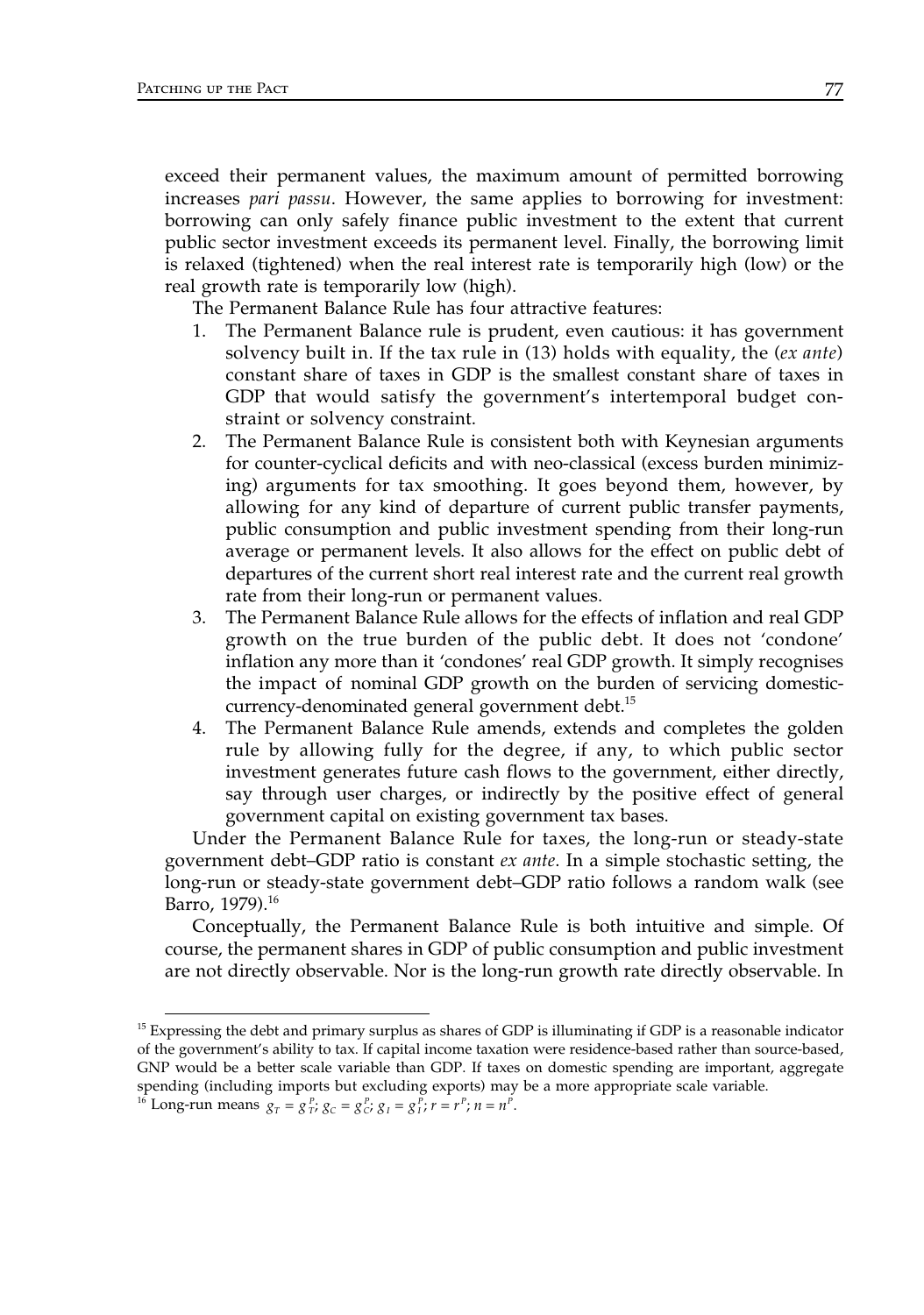exceed their permanent values, the maximum amount of permitted borrowing increases *pari passu*. However, the same applies to borrowing for investment: borrowing can only safely finance public investment to the extent that current public sector investment exceeds its permanent level. Finally, the borrowing limit is relaxed (tightened) when the real interest rate is temporarily high (low) or the real growth rate is temporarily low (high).

The Permanent Balance Rule has four attractive features:

1. The Permanent Balance rule is prudent, even cautious: it has government solvency built in. If the tax rule in (13) holds with equality, the (*ex ante*) constant share of taxes in GDP is the smallest constant share of taxes in GDP that would satisfy the government's intertemporal budget constraint or solvency constraint.
2. The Permanent Balance Rule is consistent both with Keynesian arguments for counter-cyclical deficits and with neo-classical (excess burden minimizing) arguments for tax smoothing. It goes beyond them, however, by allowing for any kind of departure of current public transfer payments, public consumption and public investment spending from their long-run average or permanent levels. It also allows for the effect on public debt of departures of the current short real interest rate and the current real growth rate from their long-run or permanent values.
3. The Permanent Balance Rule allows for the effects of inflation and real GDP growth on the true burden of the public debt. It does not 'condone' inflation any more than it 'condones' real GDP growth. It simply recognises the impact of nominal GDP growth on the burden of servicing domestic-currency-denominated general government debt.[15]
4. The Permanent Balance Rule amends, extends and completes the golden rule by allowing fully for the degree, if any, to which public sector investment generates future cash flows to the government, either directly, say through user charges, or indirectly by the positive effect of general government capital on existing government tax bases.

Under the Permanent Balance Rule for taxes, the long-run or steady-state government debt–GDP ratio is constant *ex ante*. In a simple stochastic setting, the long-run or steady-state government debt–GDP ratio follows a random walk (see Barro, 1979).[16]

Conceptually, the Permanent Balance Rule is both intuitive and simple. Of course, the permanent shares in GDP of public consumption and public investment are not directly observable. Nor is the long-run growth rate directly observable. In

[15] Expressing the debt and primary surplus as shares of GDP is illuminating if GDP is a reasonable indicator of the government's ability to tax. If capital income taxation were residence-based rather than source-based, GNP would be a better scale variable than GDP. If taxes on domestic spending are important, aggregate spending (including imports but excluding exports) may be a more appropriate scale variable.

[16] Long-run means $g_T = g_T^P$; $g_C = g_C^P$; $g_I = g_I^P$; $r = r^P$; $n = n^P$.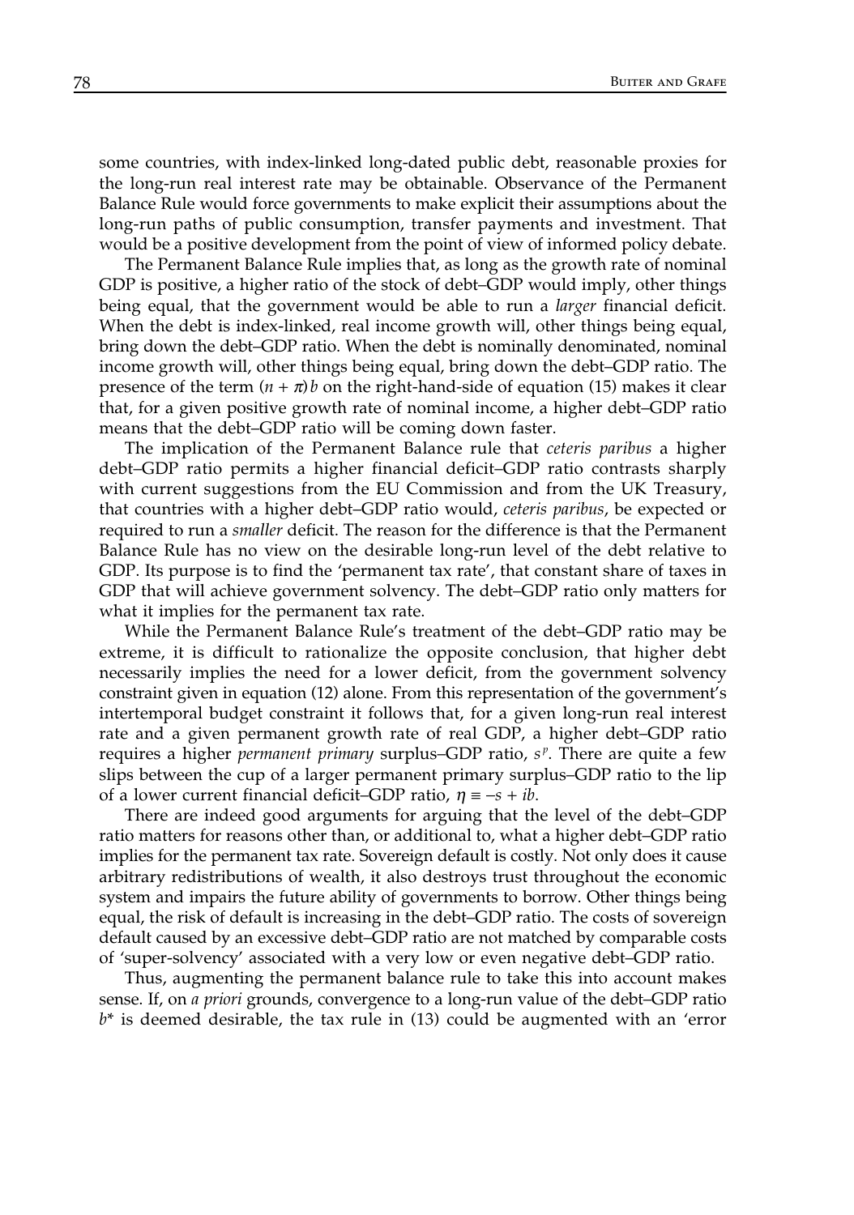some countries, with index-linked long-dated public debt, reasonable proxies for the long-run real interest rate may be obtainable. Observance of the Permanent Balance Rule would force governments to make explicit their assumptions about the long-run paths of public consumption, transfer payments and investment. That would be a positive development from the point of view of informed policy debate.

The Permanent Balance Rule implies that, as long as the growth rate of nominal GDP is positive, a higher ratio of the stock of debt–GDP would imply, other things being equal, that the government would be able to run a *larger* financial deficit. When the debt is index-linked, real income growth will, other things being equal, bring down the debt–GDP ratio. When the debt is nominally denominated, nominal income growth will, other things being equal, bring down the debt–GDP ratio. The presence of the term $(n + \pi)b$ on the right-hand-side of equation (15) makes it clear that, for a given positive growth rate of nominal income, a higher debt–GDP ratio means that the debt–GDP ratio will be coming down faster.

The implication of the Permanent Balance rule that *ceteris paribus* a higher debt–GDP ratio permits a higher financial deficit–GDP ratio contrasts sharply with current suggestions from the EU Commission and from the UK Treasury, that countries with a higher debt–GDP ratio would, *ceteris paribus*, be expected or required to run a *smaller* deficit. The reason for the difference is that the Permanent Balance Rule has no view on the desirable long-run level of the debt relative to GDP. Its purpose is to find the 'permanent tax rate', that constant share of taxes in GDP that will achieve government solvency. The debt–GDP ratio only matters for what it implies for the permanent tax rate.

While the Permanent Balance Rule's treatment of the debt–GDP ratio may be extreme, it is difficult to rationalize the opposite conclusion, that higher debt necessarily implies the need for a lower deficit, from the government solvency constraint given in equation (12) alone. From this representation of the government's intertemporal budget constraint it follows that, for a given long-run real interest rate and a given permanent growth rate of real GDP, a higher debt–GDP ratio requires a higher *permanent primary* surplus–GDP ratio, $s^p$. There are quite a few slips between the cup of a larger permanent primary surplus–GDP ratio to the lip of a lower current financial deficit–GDP ratio, $\eta \equiv -s + ib$.

There are indeed good arguments for arguing that the level of the debt–GDP ratio matters for reasons other than, or additional to, what a higher debt–GDP ratio implies for the permanent tax rate. Sovereign default is costly. Not only does it cause arbitrary redistributions of wealth, it also destroys trust throughout the economic system and impairs the future ability of governments to borrow. Other things being equal, the risk of default is increasing in the debt–GDP ratio. The costs of sovereign default caused by an excessive debt–GDP ratio are not matched by comparable costs of 'super-solvency' associated with a very low or even negative debt–GDP ratio.

Thus, augmenting the permanent balance rule to take this into account makes sense. If, on *a priori* grounds, convergence to a long-run value of the debt–GDP ratio $b^*$ is deemed desirable, the tax rule in (13) could be augmented with an 'error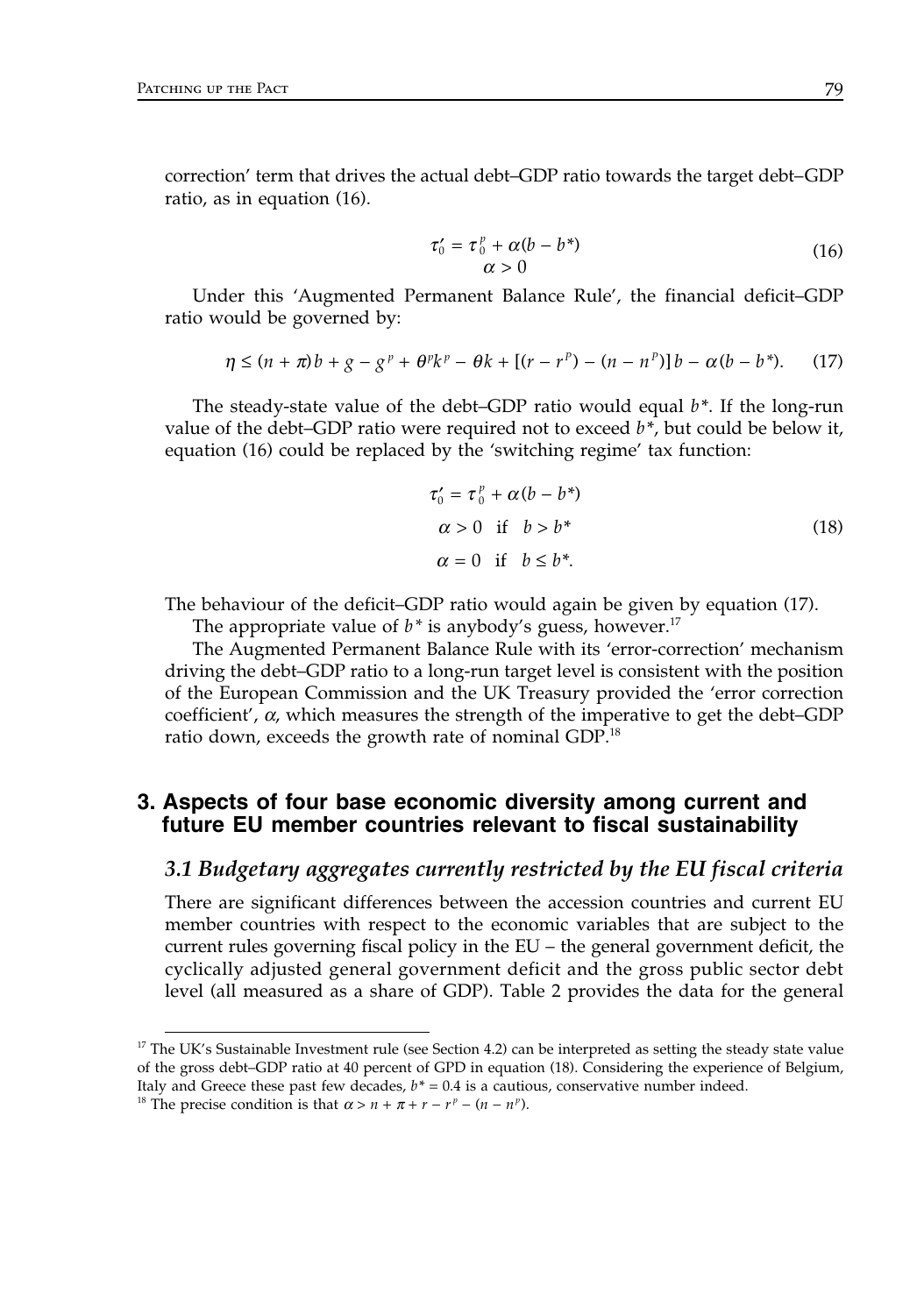correction' term that drives the actual debt–GDP ratio towards the target debt–GDP ratio, as in equation (16).

$$\tau_0' = \tau_0^p + \alpha(b - b^*) \qquad \alpha > 0 \tag{16}$$

Under this 'Augmented Permanent Balance Rule', the financial deficit–GDP ratio would be governed by:

$$\eta \leq (n + \pi)b + g - g^p + \theta^p k^p - \theta k + [(r - r^p) - (n - n^p)]b - \alpha(b - b^*). \tag{17}$$

The steady-state value of the debt–GDP ratio would equal $b^*$. If the long-run value of the debt–GDP ratio were required not to exceed $b^*$, but could be below it, equation (16) could be replaced by the 'switching regime' tax function:

$$\begin{aligned} \tau_0' &= \tau_0^p + \alpha(b - b^*) \\ \alpha &> 0 \quad \text{if} \quad b > b^* \\ \alpha &= 0 \quad \text{if} \quad b \leq b^*. \end{aligned} \tag{18}$$

The behaviour of the deficit–GDP ratio would again be given by equation (17).

The appropriate value of $b^*$ is anybody's guess, however.[17]

The Augmented Permanent Balance Rule with its 'error-correction' mechanism driving the debt–GDP ratio to a long-run target level is consistent with the position of the European Commission and the UK Treasury provided the 'error correction coefficient', $\alpha$, which measures the strength of the imperative to get the debt–GDP ratio down, exceeds the growth rate of nominal GDP.[18]

## 3. Aspects of four base economic diversity among current and future EU member countries relevant to fiscal sustainability

### *3.1 Budgetary aggregates currently restricted by the EU fiscal criteria*

There are significant differences between the accession countries and current EU member countries with respect to the economic variables that are subject to the current rules governing fiscal policy in the EU – the general government deficit, the cyclically adjusted general government deficit and the gross public sector debt level (all measured as a share of GDP). Table 2 provides the data for the general

---

[17] The UK's Sustainable Investment rule (see Section 4.2) can be interpreted as setting the steady state value of the gross debt–GDP ratio at 40 percent of GPD in equation (18). Considering the experience of Belgium, Italy and Greece these past few decades, $b^* = 0.4$ is a cautious, conservative number indeed.

[18] The precise condition is that $\alpha > n + \pi + r - r^p - (n - n^p)$.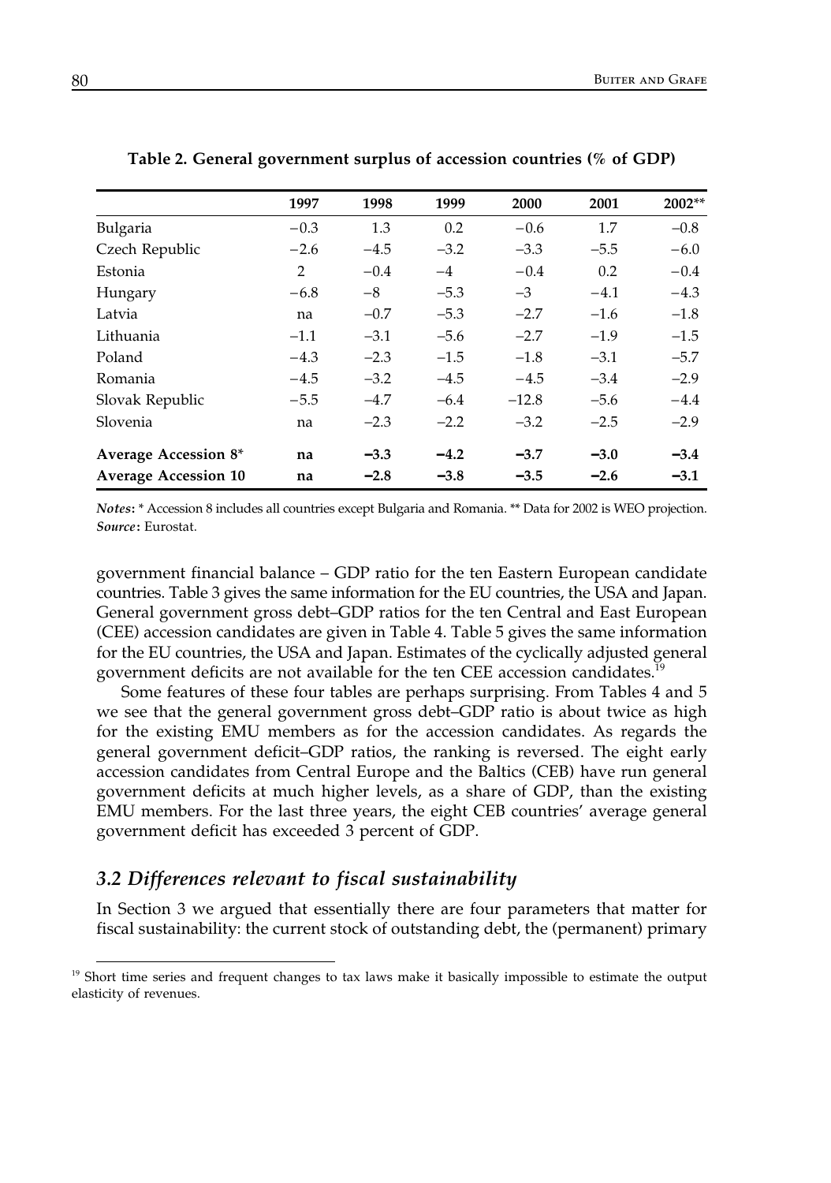**Table 2. General government surplus of accession countries (% of GDP)**

| | 1997 | 1998 | 1999 | 2000 | 2001 | 2002** |
|---|---|---|---|---|---|---|
| Bulgaria | −0.3 | 1.3 | 0.2 | −0.6 | 1.7 | −0.8 |
| Czech Republic | −2.6 | −4.5 | −3.2 | −3.3 | −5.5 | −6.0 |
| Estonia | 2 | −0.4 | −4 | −0.4 | 0.2 | −0.4 |
| Hungary | −6.8 | −8 | −5.3 | −3 | −4.1 | −4.3 |
| Latvia | na | −0.7 | −5.3 | −2.7 | −1.6 | −1.8 |
| Lithuania | −1.1 | −3.1 | −5.6 | −2.7 | −1.9 | −1.5 |
| Poland | −4.3 | −2.3 | −1.5 | −1.8 | −3.1 | −5.7 |
| Romania | −4.5 | −3.2 | −4.5 | −4.5 | −3.4 | −2.9 |
| Slovak Republic | −5.5 | −4.7 | −6.4 | −12.8 | −5.6 | −4.4 |
| Slovenia | na | −2.3 | −2.2 | −3.2 | −2.5 | −2.9 |
| **Average Accession 8*** | **na** | **−3.3** | **−4.2** | **−3.7** | **−3.0** | **−3.4** |
| **Average Accession 10** | **na** | **−2.8** | **−3.8** | **−3.5** | **−2.6** | **−3.1** |

***Notes*:** * Accession 8 includes all countries except Bulgaria and Romania. ** Data for 2002 is WEO projection.
***Source*:** Eurostat.

government financial balance – GDP ratio for the ten Eastern European candidate countries. Table 3 gives the same information for the EU countries, the USA and Japan. General government gross debt–GDP ratios for the ten Central and East European (CEE) accession candidates are given in Table 4. Table 5 gives the same information for the EU countries, the USA and Japan. Estimates of the cyclically adjusted general government deficits are not available for the ten CEE accession candidates.[19]

Some features of these four tables are perhaps surprising. From Tables 4 and 5 we see that the general government gross debt–GDP ratio is about twice as high for the existing EMU members as for the accession candidates. As regards the general government deficit–GDP ratios, the ranking is reversed. The eight early accession candidates from Central Europe and the Baltics (CEB) have run general government deficits at much higher levels, as a share of GDP, than the existing EMU members. For the last three years, the eight CEB countries' average general government deficit has exceeded 3 percent of GDP.

### *3.2 Differences relevant to fiscal sustainability*

In Section 3 we argued that essentially there are four parameters that matter for fiscal sustainability: the current stock of outstanding debt, the (permanent) primary

[19] Short time series and frequent changes to tax laws make it basically impossible to estimate the output elasticity of revenues.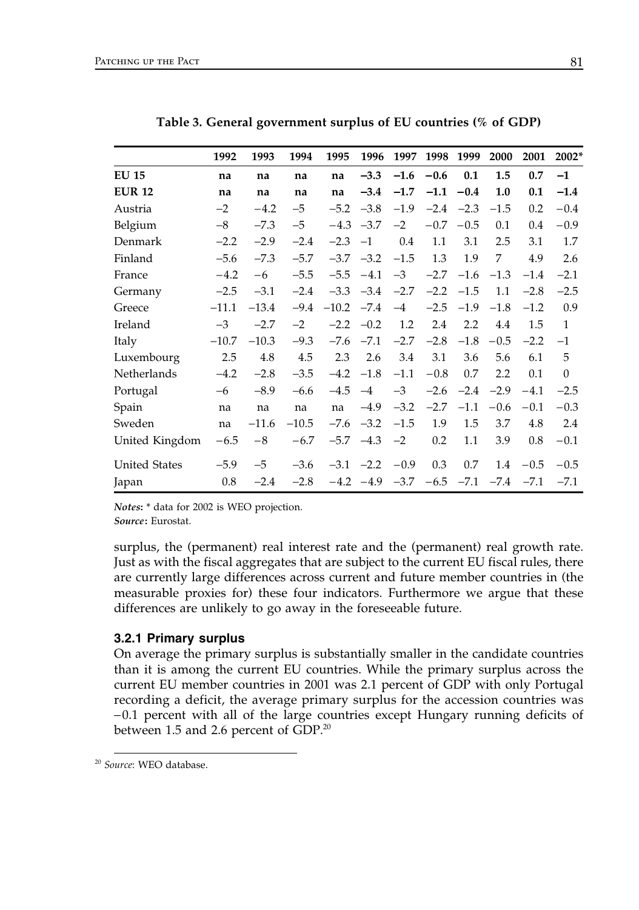**Table 3. General government surplus of EU countries (% of GDP)**

| | 1992 | 1993 | 1994 | 1995 | 1996 | 1997 | 1998 | 1999 | 2000 | 2001 | 2002* |
|---|---|---|---|---|---|---|---|---|---|---|---|
| **EU 15** | **na** | **na** | **na** | **na** | **−3.3** | **−1.6** | **−0.6** | **0.1** | **1.5** | **0.7** | **−1** |
| **EUR 12** | **na** | **na** | **na** | **na** | **−3.4** | **−1.7** | **−1.1** | **−0.4** | **1.0** | **0.1** | **−1.4** |
| Austria | −2 | −4.2 | −5 | −5.2 | −3.8 | −1.9 | −2.4 | −2.3 | −1.5 | 0.2 | −0.4 |
| Belgium | −8 | −7.3 | −5 | −4.3 | −3.7 | −2 | −0.7 | −0.5 | 0.1 | 0.4 | −0.9 |
| Denmark | −2.2 | −2.9 | −2.4 | −2.3 | −1 | 0.4 | 1.1 | 3.1 | 2.5 | 3.1 | 1.7 |
| Finland | −5.6 | −7.3 | −5.7 | −3.7 | −3.2 | −1.5 | 1.3 | 1.9 | 7 | 4.9 | 2.6 |
| France | −4.2 | −6 | −5.5 | −5.5 | −4.1 | −3 | −2.7 | −1.6 | −1.3 | −1.4 | −2.1 |
| Germany | −2.5 | −3.1 | −2.4 | −3.3 | −3.4 | −2.7 | −2.2 | −1.5 | 1.1 | −2.8 | −2.5 |
| Greece | −11.1 | −13.4 | −9.4 | −10.2 | −7.4 | −4 | −2.5 | −1.9 | −1.8 | −1.2 | 0.9 |
| Ireland | −3 | −2.7 | −2 | −2.2 | −0.2 | 1.2 | 2.4 | 2.2 | 4.4 | 1.5 | 1 |
| Italy | −10.7 | −10.3 | −9.3 | −7.6 | −7.1 | −2.7 | −2.8 | −1.8 | −0.5 | −2.2 | −1 |
| Luxembourg | 2.5 | 4.8 | 4.5 | 2.3 | 2.6 | 3.4 | 3.1 | 3.6 | 5.6 | 6.1 | 5 |
| Netherlands | −4.2 | −2.8 | −3.5 | −4.2 | −1.8 | −1.1 | −0.8 | 0.7 | 2.2 | 0.1 | 0 |
| Portugal | −6 | −8.9 | −6.6 | −4.5 | −4 | −3 | −2.6 | −2.4 | −2.9 | −4.1 | −2.5 |
| Spain | na | na | na | na | −4.9 | −3.2 | −2.7 | −1.1 | −0.6 | −0.1 | −0.3 |
| Sweden | na | −11.6 | −10.5 | −7.6 | −3.2 | −1.5 | 1.9 | 1.5 | 3.7 | 4.8 | 2.4 |
| United Kingdom | −6.5 | −8 | −6.7 | −5.7 | −4.3 | −2 | 0.2 | 1.1 | 3.9 | 0.8 | −0.1 |
| United States | −5.9 | −5 | −3.6 | −3.1 | −2.2 | −0.9 | 0.3 | 0.7 | 1.4 | −0.5 | −0.5 |
| Japan | 0.8 | −2.4 | −2.8 | −4.2 | −4.9 | −3.7 | −6.5 | −7.1 | −7.4 | −7.1 | −7.1 |

***Notes*:** * data for 2002 is WEO projection.
***Source*:** Eurostat.

surplus, the (permanent) real interest rate and the (permanent) real growth rate. Just as with the fiscal aggregates that are subject to the current EU fiscal rules, there are currently large differences across current and future member countries in (the measurable proxies for) these four indicators. Furthermore we argue that these differences are unlikely to go away in the foreseeable future.

### 3.2.1 Primary surplus

On average the primary surplus is substantially smaller in the candidate countries than it is among the current EU countries. While the primary surplus across the current EU member countries in 2001 was 2.1 percent of GDP with only Portugal recording a deficit, the average primary surplus for the accession countries was −0.1 percent with all of the large countries except Hungary running deficits of between 1.5 and 2.6 percent of GDP.[20]

[20] *Source*: WEO database.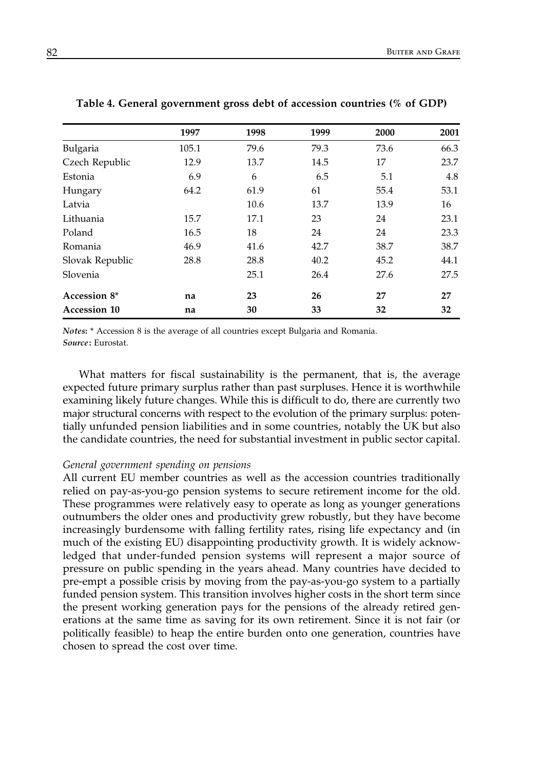**Table 4. General government gross debt of accession countries (% of GDP)**

| | 1997 | 1998 | 1999 | 2000 | 2001 |
|---|---|---|---|---|---|
| Bulgaria | 105.1 | 79.6 | 79.3 | 73.6 | 66.3 |
| Czech Republic | 12.9 | 13.7 | 14.5 | 17 | 23.7 |
| Estonia | 6.9 | 6 | 6.5 | 5.1 | 4.8 |
| Hungary | 64.2 | 61.9 | 61 | 55.4 | 53.1 |
| Latvia | | 10.6 | 13.7 | 13.9 | 16 |
| Lithuania | 15.7 | 17.1 | 23 | 24 | 23.1 |
| Poland | 16.5 | 18 | 24 | 24 | 23.3 |
| Romania | 46.9 | 41.6 | 42.7 | 38.7 | 38.7 |
| Slovak Republic | 28.8 | 28.8 | 40.2 | 45.2 | 44.1 |
| Slovenia | | 25.1 | 26.4 | 27.6 | 27.5 |
| **Accession 8*** | **na** | **23** | **26** | **27** | **27** |
| **Accession 10** | **na** | **30** | **33** | **32** | **32** |

***Notes*:** * Accession 8 is the average of all countries except Bulgaria and Romania.
***Source*:** Eurostat.

What matters for fiscal sustainability is the permanent, that is, the average expected future primary surplus rather than past surpluses. Hence it is worthwhile examining likely future changes. While this is difficult to do, there are currently two major structural concerns with respect to the evolution of the primary surplus: potentially unfunded pension liabilities and in some countries, notably the UK but also the candidate countries, the need for substantial investment in public sector capital.

*General government spending on pensions*

All current EU member countries as well as the accession countries traditionally relied on pay-as-you-go pension systems to secure retirement income for the old. These programmes were relatively easy to operate as long as younger generations outnumbers the older ones and productivity grew robustly, but they have become increasingly burdensome with falling fertility rates, rising life expectancy and (in much of the existing EU) disappointing productivity growth. It is widely acknowledged that under-funded pension systems will represent a major source of pressure on public spending in the years ahead. Many countries have decided to pre-empt a possible crisis by moving from the pay-as-you-go system to a partially funded pension system. This transition involves higher costs in the short term since the present working generation pays for the pensions of the already retired generations at the same time as saving for its own retirement. Since it is not fair (or politically feasible) to heap the entire burden onto one generation, countries have chosen to spread the cost over time.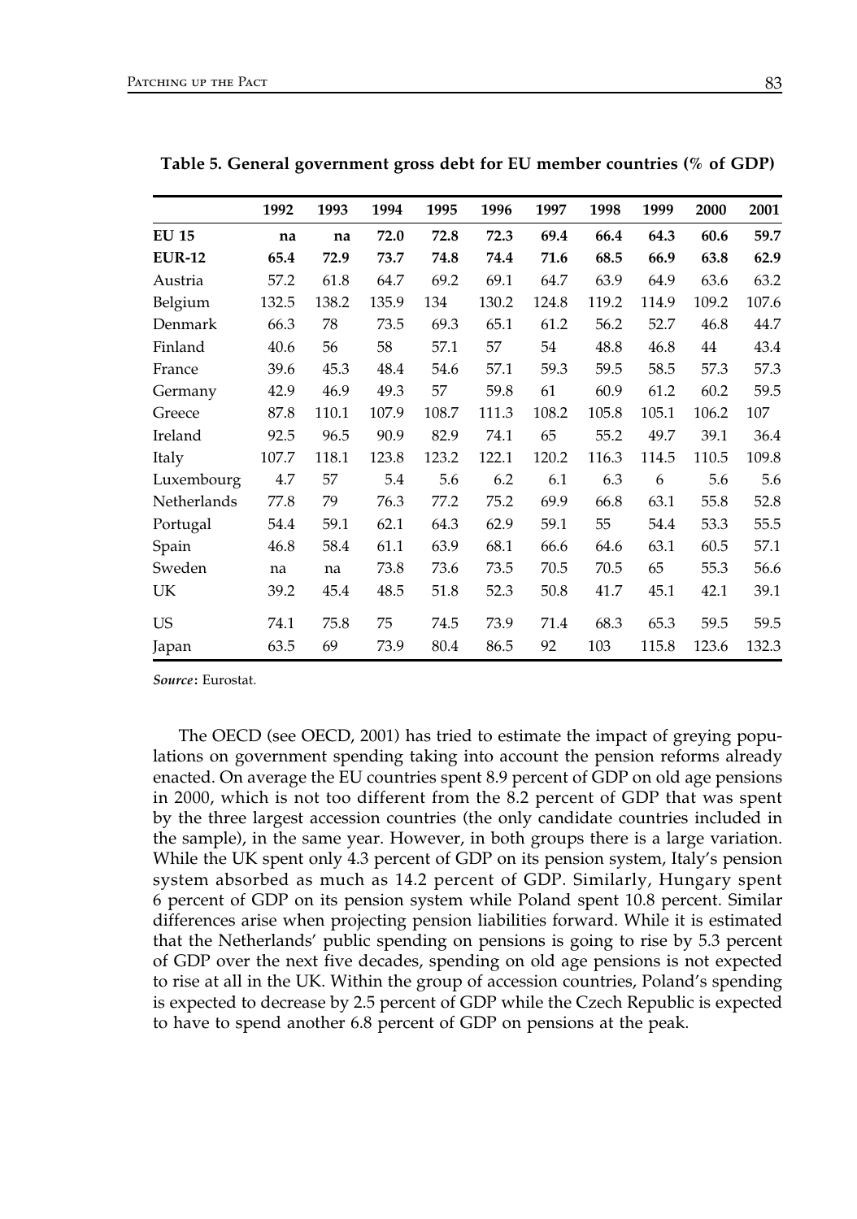**Table 5. General government gross debt for EU member countries (% of GDP)**

| | 1992 | 1993 | 1994 | 1995 | 1996 | 1997 | 1998 | 1999 | 2000 | 2001 |
|---|---|---|---|---|---|---|---|---|---|---|
| **EU 15** | **na** | **na** | **72.0** | **72.8** | **72.3** | **69.4** | **66.4** | **64.3** | **60.6** | **59.7** |
| **EUR-12** | **65.4** | **72.9** | **73.7** | **74.8** | **74.4** | **71.6** | **68.5** | **66.9** | **63.8** | **62.9** |
| Austria | 57.2 | 61.8 | 64.7 | 69.2 | 69.1 | 64.7 | 63.9 | 64.9 | 63.6 | 63.2 |
| Belgium | 132.5 | 138.2 | 135.9 | 134 | 130.2 | 124.8 | 119.2 | 114.9 | 109.2 | 107.6 |
| Denmark | 66.3 | 78 | 73.5 | 69.3 | 65.1 | 61.2 | 56.2 | 52.7 | 46.8 | 44.7 |
| Finland | 40.6 | 56 | 58 | 57.1 | 57 | 54 | 48.8 | 46.8 | 44 | 43.4 |
| France | 39.6 | 45.3 | 48.4 | 54.6 | 57.1 | 59.3 | 59.5 | 58.5 | 57.3 | 57.3 |
| Germany | 42.9 | 46.9 | 49.3 | 57 | 59.8 | 61 | 60.9 | 61.2 | 60.2 | 59.5 |
| Greece | 87.8 | 110.1 | 107.9 | 108.7 | 111.3 | 108.2 | 105.8 | 105.1 | 106.2 | 107 |
| Ireland | 92.5 | 96.5 | 90.9 | 82.9 | 74.1 | 65 | 55.2 | 49.7 | 39.1 | 36.4 |
| Italy | 107.7 | 118.1 | 123.8 | 123.2 | 122.1 | 120.2 | 116.3 | 114.5 | 110.5 | 109.8 |
| Luxembourg | 4.7 | 57 | 5.4 | 5.6 | 6.2 | 6.1 | 6.3 | 6 | 5.6 | 5.6 |
| Netherlands | 77.8 | 79 | 76.3 | 77.2 | 75.2 | 69.9 | 66.8 | 63.1 | 55.8 | 52.8 |
| Portugal | 54.4 | 59.1 | 62.1 | 64.3 | 62.9 | 59.1 | 55 | 54.4 | 53.3 | 55.5 |
| Spain | 46.8 | 58.4 | 61.1 | 63.9 | 68.1 | 66.6 | 64.6 | 63.1 | 60.5 | 57.1 |
| Sweden | na | na | 73.8 | 73.6 | 73.5 | 70.5 | 70.5 | 65 | 55.3 | 56.6 |
| UK | 39.2 | 45.4 | 48.5 | 51.8 | 52.3 | 50.8 | 41.7 | 45.1 | 42.1 | 39.1 |
| US | 74.1 | 75.8 | 75 | 74.5 | 73.9 | 71.4 | 68.3 | 65.3 | 59.5 | 59.5 |
| Japan | 63.5 | 69 | 73.9 | 80.4 | 86.5 | 92 | 103 | 115.8 | 123.6 | 132.3 |

***Source*:** Eurostat.

The OECD (see OECD, 2001) has tried to estimate the impact of greying populations on government spending taking into account the pension reforms already enacted. On average the EU countries spent 8.9 percent of GDP on old age pensions in 2000, which is not too different from the 8.2 percent of GDP that was spent by the three largest accession countries (the only candidate countries included in the sample), in the same year. However, in both groups there is a large variation. While the UK spent only 4.3 percent of GDP on its pension system, Italy's pension system absorbed as much as 14.2 percent of GDP. Similarly, Hungary spent 6 percent of GDP on its pension system while Poland spent 10.8 percent. Similar differences arise when projecting pension liabilities forward. While it is estimated that the Netherlands' public spending on pensions is going to rise by 5.3 percent of GDP over the next five decades, spending on old age pensions is not expected to rise at all in the UK. Within the group of accession countries, Poland's spending is expected to decrease by 2.5 percent of GDP while the Czech Republic is expected to have to spend another 6.8 percent of GDP on pensions at the peak.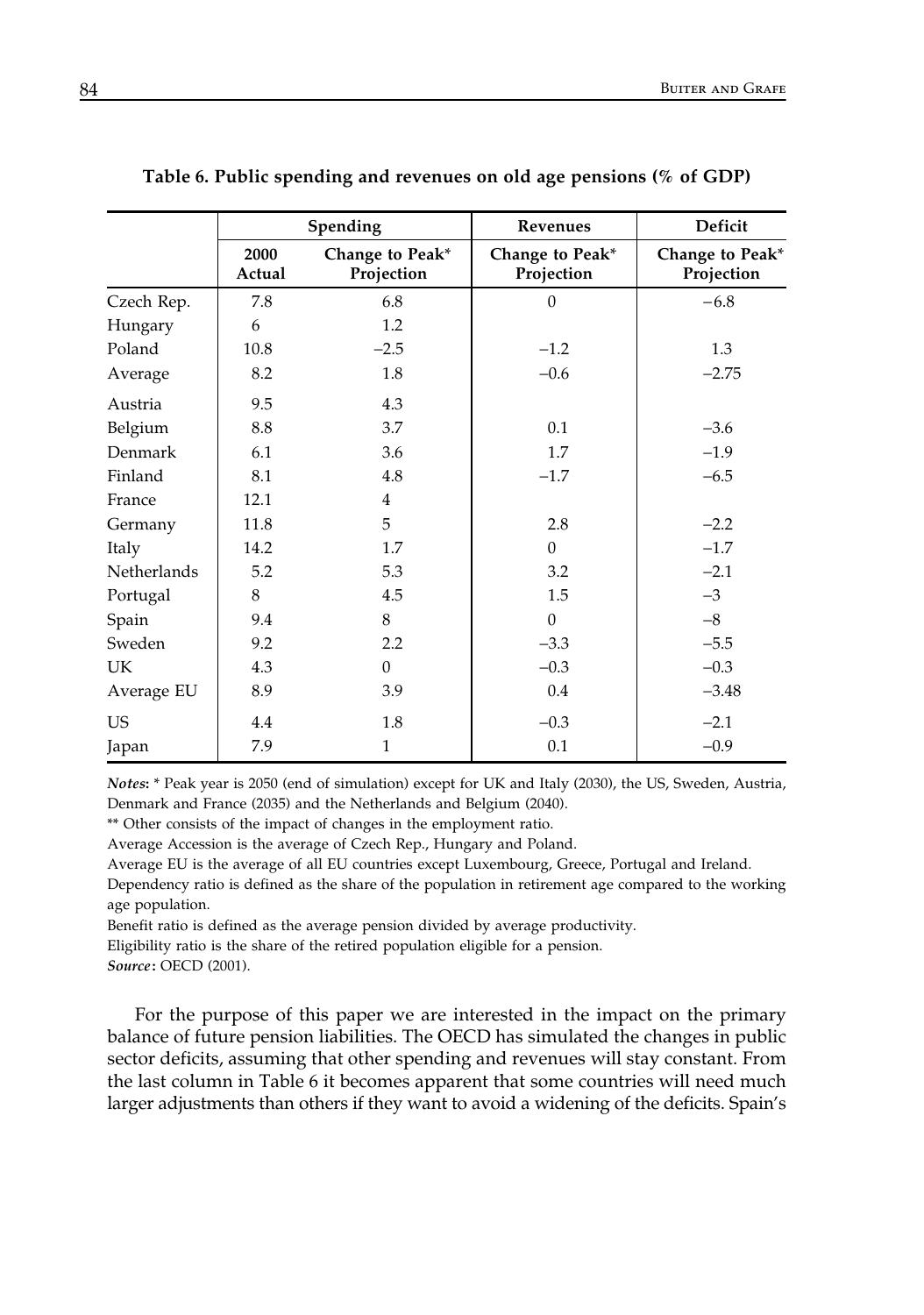**Table 6. Public spending and revenues on old age pensions (% of GDP)**

| | Spending | | Revenues | Deficit |
|---|---|---|---|---|
| | 2000 Actual | Change to Peak* Projection | Change to Peak* Projection | Change to Peak* Projection |
| Czech Rep. | 7.8 | 6.8 | 0 | −6.8 |
| Hungary | 6 | 1.2 | | |
| Poland | 10.8 | −2.5 | −1.2 | 1.3 |
| Average | 8.2 | 1.8 | −0.6 | −2.75 |
| Austria | 9.5 | 4.3 | | |
| Belgium | 8.8 | 3.7 | 0.1 | −3.6 |
| Denmark | 6.1 | 3.6 | 1.7 | −1.9 |
| Finland | 8.1 | 4.8 | −1.7 | −6.5 |
| France | 12.1 | 4 | | |
| Germany | 11.8 | 5 | 2.8 | −2.2 |
| Italy | 14.2 | 1.7 | 0 | −1.7 |
| Netherlands | 5.2 | 5.3 | 3.2 | −2.1 |
| Portugal | 8 | 4.5 | 1.5 | −3 |
| Spain | 9.4 | 8 | 0 | −8 |
| Sweden | 9.2 | 2.2 | −3.3 | −5.5 |
| UK | 4.3 | 0 | −0.3 | −0.3 |
| Average EU | 8.9 | 3.9 | 0.4 | −3.48 |
| US | 4.4 | 1.8 | −0.3 | −2.1 |
| Japan | 7.9 | 1 | 0.1 | −0.9 |

***Notes*:** * Peak year is 2050 (end of simulation) except for UK and Italy (2030), the US, Sweden, Austria, Denmark and France (2035) and the Netherlands and Belgium (2040).

** Other consists of the impact of changes in the employment ratio.

Average Accession is the average of Czech Rep., Hungary and Poland.

Average EU is the average of all EU countries except Luxembourg, Greece, Portugal and Ireland.

Dependency ratio is defined as the share of the population in retirement age compared to the working age population.

Benefit ratio is defined as the average pension divided by average productivity.

Eligibility ratio is the share of the retired population eligible for a pension.

***Source*:** OECD (2001).

For the purpose of this paper we are interested in the impact on the primary balance of future pension liabilities. The OECD has simulated the changes in public sector deficits, assuming that other spending and revenues will stay constant. From the last column in Table 6 it becomes apparent that some countries will need much larger adjustments than others if they want to avoid a widening of the deficits. Spain's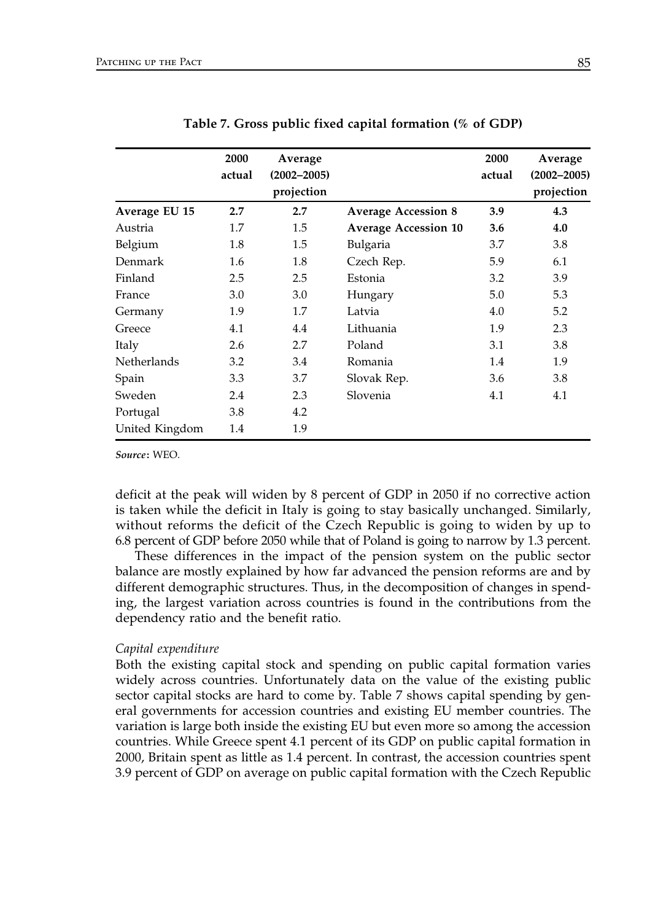**Table 7. Gross public fixed capital formation (% of GDP)**

| | 2000 actual | Average (2002–2005) projection | | 2000 actual | Average (2002–2005) projection |
|---|---|---|---|---|---|
| **Average EU 15** | **2.7** | **2.7** | **Average Accession 8** | **3.9** | **4.3** |
| Austria | 1.7 | 1.5 | **Average Accession 10** | **3.6** | **4.0** |
| Belgium | 1.8 | 1.5 | Bulgaria | 3.7 | 3.8 |
| Denmark | 1.6 | 1.8 | Czech Rep. | 5.9 | 6.1 |
| Finland | 2.5 | 2.5 | Estonia | 3.2 | 3.9 |
| France | 3.0 | 3.0 | Hungary | 5.0 | 5.3 |
| Germany | 1.9 | 1.7 | Latvia | 4.0 | 5.2 |
| Greece | 4.1 | 4.4 | Lithuania | 1.9 | 2.3 |
| Italy | 2.6 | 2.7 | Poland | 3.1 | 3.8 |
| Netherlands | 3.2 | 3.4 | Romania | 1.4 | 1.9 |
| Spain | 3.3 | 3.7 | Slovak Rep. | 3.6 | 3.8 |
| Sweden | 2.4 | 2.3 | Slovenia | 4.1 | 4.1 |
| Portugal | 3.8 | 4.2 | | | |
| United Kingdom | 1.4 | 1.9 | | | |

***Source*: WEO.**

deficit at the peak will widen by 8 percent of GDP in 2050 if no corrective action is taken while the deficit in Italy is going to stay basically unchanged. Similarly, without reforms the deficit of the Czech Republic is going to widen by up to 6.8 percent of GDP before 2050 while that of Poland is going to narrow by 1.3 percent.

These differences in the impact of the pension system on the public sector balance are mostly explained by how far advanced the pension reforms are and by different demographic structures. Thus, in the decomposition of changes in spending, the largest variation across countries is found in the contributions from the dependency ratio and the benefit ratio.

*Capital expenditure*

Both the existing capital stock and spending on public capital formation varies widely across countries. Unfortunately data on the value of the existing public sector capital stocks are hard to come by. Table 7 shows capital spending by general governments for accession countries and existing EU member countries. The variation is large both inside the existing EU but even more so among the accession countries. While Greece spent 4.1 percent of its GDP on public capital formation in 2000, Britain spent as little as 1.4 percent. In contrast, the accession countries spent 3.9 percent of GDP on average on public capital formation with the Czech Republic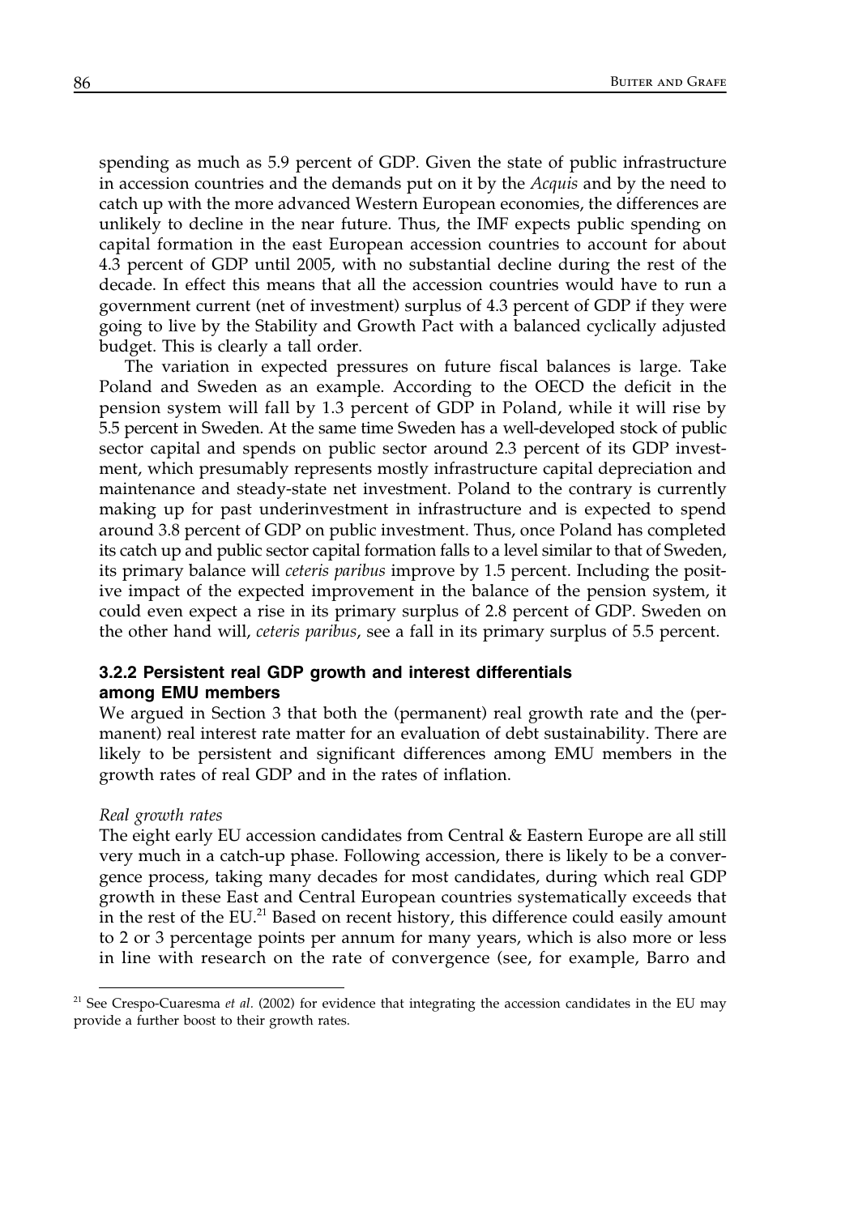spending as much as 5.9 percent of GDP. Given the state of public infrastructure in accession countries and the demands put on it by the *Acquis* and by the need to catch up with the more advanced Western European economies, the differences are unlikely to decline in the near future. Thus, the IMF expects public spending on capital formation in the east European accession countries to account for about 4.3 percent of GDP until 2005, with no substantial decline during the rest of the decade. In effect this means that all the accession countries would have to run a government current (net of investment) surplus of 4.3 percent of GDP if they were going to live by the Stability and Growth Pact with a balanced cyclically adjusted budget. This is clearly a tall order.

The variation in expected pressures on future fiscal balances is large. Take Poland and Sweden as an example. According to the OECD the deficit in the pension system will fall by 1.3 percent of GDP in Poland, while it will rise by 5.5 percent in Sweden. At the same time Sweden has a well-developed stock of public sector capital and spends on public sector around 2.3 percent of its GDP investment, which presumably represents mostly infrastructure capital depreciation and maintenance and steady-state net investment. Poland to the contrary is currently making up for past underinvestment in infrastructure and is expected to spend around 3.8 percent of GDP on public investment. Thus, once Poland has completed its catch up and public sector capital formation falls to a level similar to that of Sweden, its primary balance will *ceteris paribus* improve by 1.5 percent. Including the positive impact of the expected improvement in the balance of the pension system, it could even expect a rise in its primary surplus of 2.8 percent of GDP. Sweden on the other hand will, *ceteris paribus*, see a fall in its primary surplus of 5.5 percent.

### 3.2.2 Persistent real GDP growth and interest differentials among EMU members

We argued in Section 3 that both the (permanent) real growth rate and the (permanent) real interest rate matter for an evaluation of debt sustainability. There are likely to be persistent and significant differences among EMU members in the growth rates of real GDP and in the rates of inflation.

*Real growth rates*

The eight early EU accession candidates from Central & Eastern Europe are all still very much in a catch-up phase. Following accession, there is likely to be a convergence process, taking many decades for most candidates, during which real GDP growth in these East and Central European countries systematically exceeds that in the rest of the EU.[21] Based on recent history, this difference could easily amount to 2 or 3 percentage points per annum for many years, which is also more or less in line with research on the rate of convergence (see, for example, Barro and

---

[21] See Crespo-Cuaresma *et al.* (2002) for evidence that integrating the accession candidates in the EU may provide a further boost to their growth rates.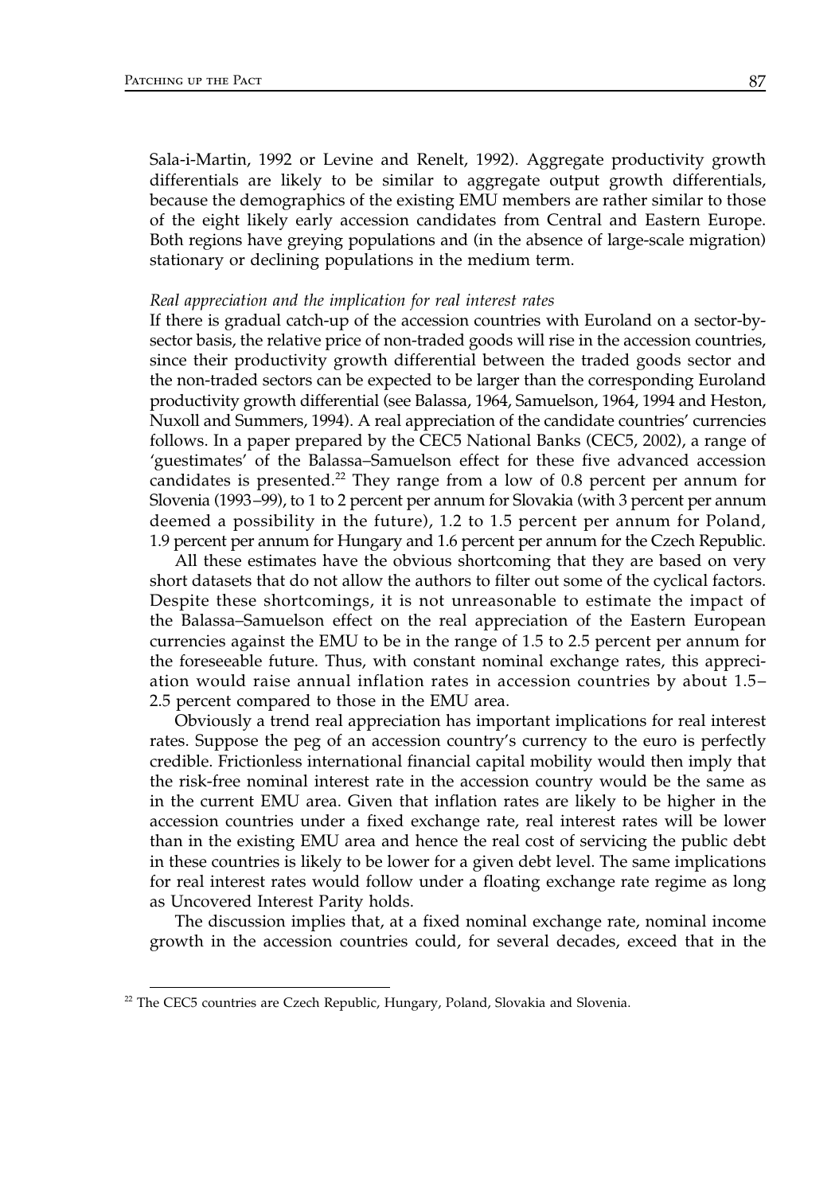Sala-i-Martin, 1992 or Levine and Renelt, 1992). Aggregate productivity growth differentials are likely to be similar to aggregate output growth differentials, because the demographics of the existing EMU members are rather similar to those of the eight likely early accession candidates from Central and Eastern Europe. Both regions have greying populations and (in the absence of large-scale migration) stationary or declining populations in the medium term.

*Real appreciation and the implication for real interest rates*

If there is gradual catch-up of the accession countries with Euroland on a sector-by-sector basis, the relative price of non-traded goods will rise in the accession countries, since their productivity growth differential between the traded goods sector and the non-traded sectors can be expected to be larger than the corresponding Euroland productivity growth differential (see Balassa, 1964, Samuelson, 1964, 1994 and Heston, Nuxoll and Summers, 1994). A real appreciation of the candidate countries' currencies follows. In a paper prepared by the CEC5 National Banks (CEC5, 2002), a range of 'guestimates' of the Balassa–Samuelson effect for these five advanced accession candidates is presented.[22] They range from a low of 0.8 percent per annum for Slovenia (1993–99), to 1 to 2 percent per annum for Slovakia (with 3 percent per annum deemed a possibility in the future), 1.2 to 1.5 percent per annum for Poland, 1.9 percent per annum for Hungary and 1.6 percent per annum for the Czech Republic.

All these estimates have the obvious shortcoming that they are based on very short datasets that do not allow the authors to filter out some of the cyclical factors. Despite these shortcomings, it is not unreasonable to estimate the impact of the Balassa–Samuelson effect on the real appreciation of the Eastern European currencies against the EMU to be in the range of 1.5 to 2.5 percent per annum for the foreseeable future. Thus, with constant nominal exchange rates, this appreciation would raise annual inflation rates in accession countries by about 1.5–2.5 percent compared to those in the EMU area.

Obviously a trend real appreciation has important implications for real interest rates. Suppose the peg of an accession country's currency to the euro is perfectly credible. Frictionless international financial capital mobility would then imply that the risk-free nominal interest rate in the accession country would be the same as in the current EMU area. Given that inflation rates are likely to be higher in the accession countries under a fixed exchange rate, real interest rates will be lower than in the existing EMU area and hence the real cost of servicing the public debt in these countries is likely to be lower for a given debt level. The same implications for real interest rates would follow under a floating exchange rate regime as long as Uncovered Interest Parity holds.

The discussion implies that, at a fixed nominal exchange rate, nominal income growth in the accession countries could, for several decades, exceed that in the

[22] The CEC5 countries are Czech Republic, Hungary, Poland, Slovakia and Slovenia.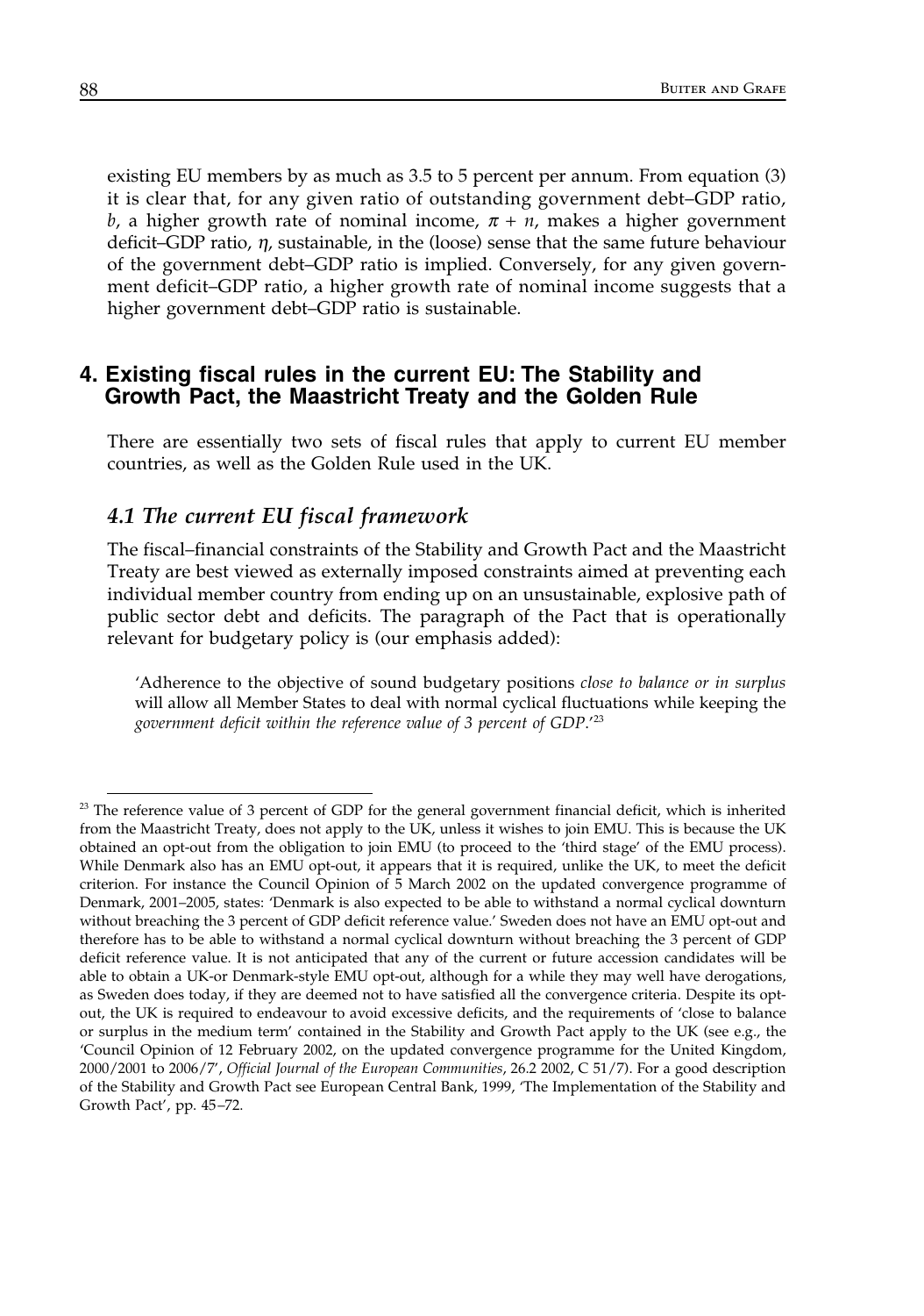existing EU members by as much as 3.5 to 5 percent per annum. From equation (3) it is clear that, for any given ratio of outstanding government debt–GDP ratio, $b$, a higher growth rate of nominal income, $\pi + n$, makes a higher government deficit–GDP ratio, $\eta$, sustainable, in the (loose) sense that the same future behaviour of the government debt–GDP ratio is implied. Conversely, for any given government deficit–GDP ratio, a higher growth rate of nominal income suggests that a higher government debt–GDP ratio is sustainable.

## 4. Existing fiscal rules in the current EU: The Stability and Growth Pact, the Maastricht Treaty and the Golden Rule

There are essentially two sets of fiscal rules that apply to current EU member countries, as well as the Golden Rule used in the UK.

### 4.1 The current EU fiscal framework

The fiscal–financial constraints of the Stability and Growth Pact and the Maastricht Treaty are best viewed as externally imposed constraints aimed at preventing each individual member country from ending up on an unsustainable, explosive path of public sector debt and deficits. The paragraph of the Pact that is operationally relevant for budgetary policy is (our emphasis added):

> 'Adherence to the objective of sound budgetary positions *close to balance or in surplus* will allow all Member States to deal with normal cyclical fluctuations while keeping the *government deficit within the reference value of 3 percent of GDP*.'[23]

---

[23] The reference value of 3 percent of GDP for the general government financial deficit, which is inherited from the Maastricht Treaty, does not apply to the UK, unless it wishes to join EMU. This is because the UK obtained an opt-out from the obligation to join EMU (to proceed to the 'third stage' of the EMU process). While Denmark also has an EMU opt-out, it appears that it is required, unlike the UK, to meet the deficit criterion. For instance the Council Opinion of 5 March 2002 on the updated convergence programme of Denmark, 2001–2005, states: 'Denmark is also expected to be able to withstand a normal cyclical downturn without breaching the 3 percent of GDP deficit reference value.' Sweden does not have an EMU opt-out and therefore has to be able to withstand a normal cyclical downturn without breaching the 3 percent of GDP deficit reference value. It is not anticipated that any of the current or future accession candidates will be able to obtain a UK-or Denmark-style EMU opt-out, although for a while they may well have derogations, as Sweden does today, if they are deemed not to have satisfied all the convergence criteria. Despite its opt-out, the UK is required to endeavour to avoid excessive deficits, and the requirements of 'close to balance or surplus in the medium term' contained in the Stability and Growth Pact apply to the UK (see e.g., the 'Council Opinion of 12 February 2002, on the updated convergence programme for the United Kingdom, 2000/2001 to 2006/7', *Official Journal of the European Communities*, 26.2 2002, C 51/7). For a good description of the Stability and Growth Pact see European Central Bank, 1999, 'The Implementation of the Stability and Growth Pact', pp. 45–72.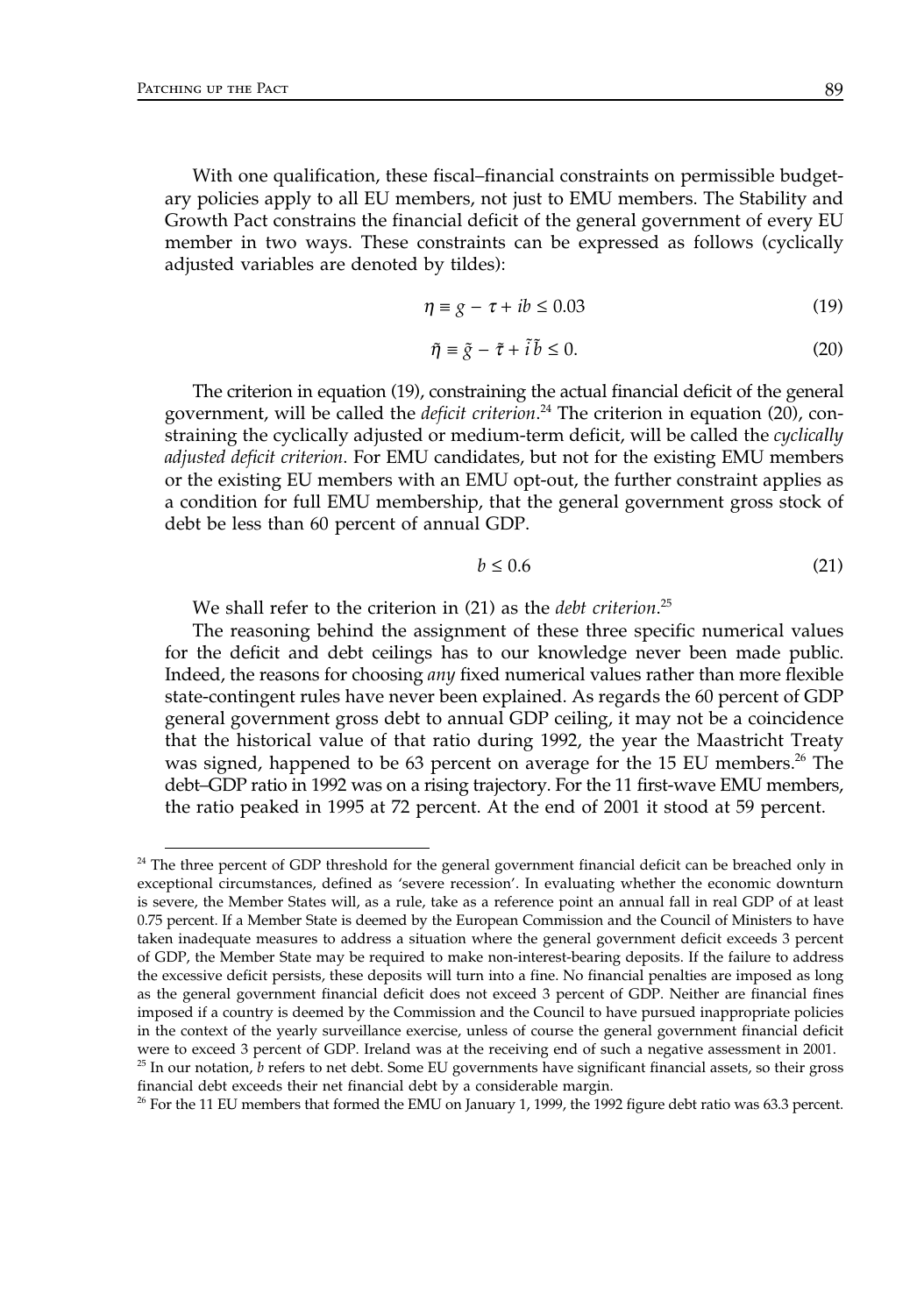With one qualification, these fiscal–financial constraints on permissible budgetary policies apply to all EU members, not just to EMU members. The Stability and Growth Pact constrains the financial deficit of the general government of every EU member in two ways. These constraints can be expressed as follows (cyclically adjusted variables are denoted by tildes):

$$\eta \equiv g - \tau + ib \leq 0.03 \tag{19}$$

$$\tilde{\eta} \equiv \tilde{g} - \tilde{\tau} + \tilde{i}\tilde{b} \leq 0. \tag{20}$$

The criterion in equation (19), constraining the actual financial deficit of the general government, will be called the *deficit criterion*.[24] The criterion in equation (20), constraining the cyclically adjusted or medium-term deficit, will be called the *cyclically adjusted deficit criterion*. For EMU candidates, but not for the existing EMU members or the existing EU members with an EMU opt-out, the further constraint applies as a condition for full EMU membership, that the general government gross stock of debt be less than 60 percent of annual GDP.

$$b \leq 0.6 \tag{21}$$

We shall refer to the criterion in (21) as the *debt criterion*.[25]

The reasoning behind the assignment of these three specific numerical values for the deficit and debt ceilings has to our knowledge never been made public. Indeed, the reasons for choosing *any* fixed numerical values rather than more flexible state-contingent rules have never been explained. As regards the 60 percent of GDP general government gross debt to annual GDP ceiling, it may not be a coincidence that the historical value of that ratio during 1992, the year the Maastricht Treaty was signed, happened to be 63 percent on average for the 15 EU members.[26] The debt–GDP ratio in 1992 was on a rising trajectory. For the 11 first-wave EMU members, the ratio peaked in 1995 at 72 percent. At the end of 2001 it stood at 59 percent.

---

[24] The three percent of GDP threshold for the general government financial deficit can be breached only in exceptional circumstances, defined as 'severe recession'. In evaluating whether the economic downturn is severe, the Member States will, as a rule, take as a reference point an annual fall in real GDP of at least 0.75 percent. If a Member State is deemed by the European Commission and the Council of Ministers to have taken inadequate measures to address a situation where the general government deficit exceeds 3 percent of GDP, the Member State may be required to make non-interest-bearing deposits. If the failure to address the excessive deficit persists, these deposits will turn into a fine. No financial penalties are imposed as long as the general government financial deficit does not exceed 3 percent of GDP. Neither are financial fines imposed if a country is deemed by the Commission and the Council to have pursued inappropriate policies in the context of the yearly surveillance exercise, unless of course the general government financial deficit were to exceed 3 percent of GDP. Ireland was at the receiving end of such a negative assessment in 2001.

[25] In our notation, $b$ refers to net debt. Some EU governments have significant financial assets, so their gross financial debt exceeds their net financial debt by a considerable margin.

[26] For the 11 EU members that formed the EMU on January 1, 1999, the 1992 figure debt ratio was 63.3 percent.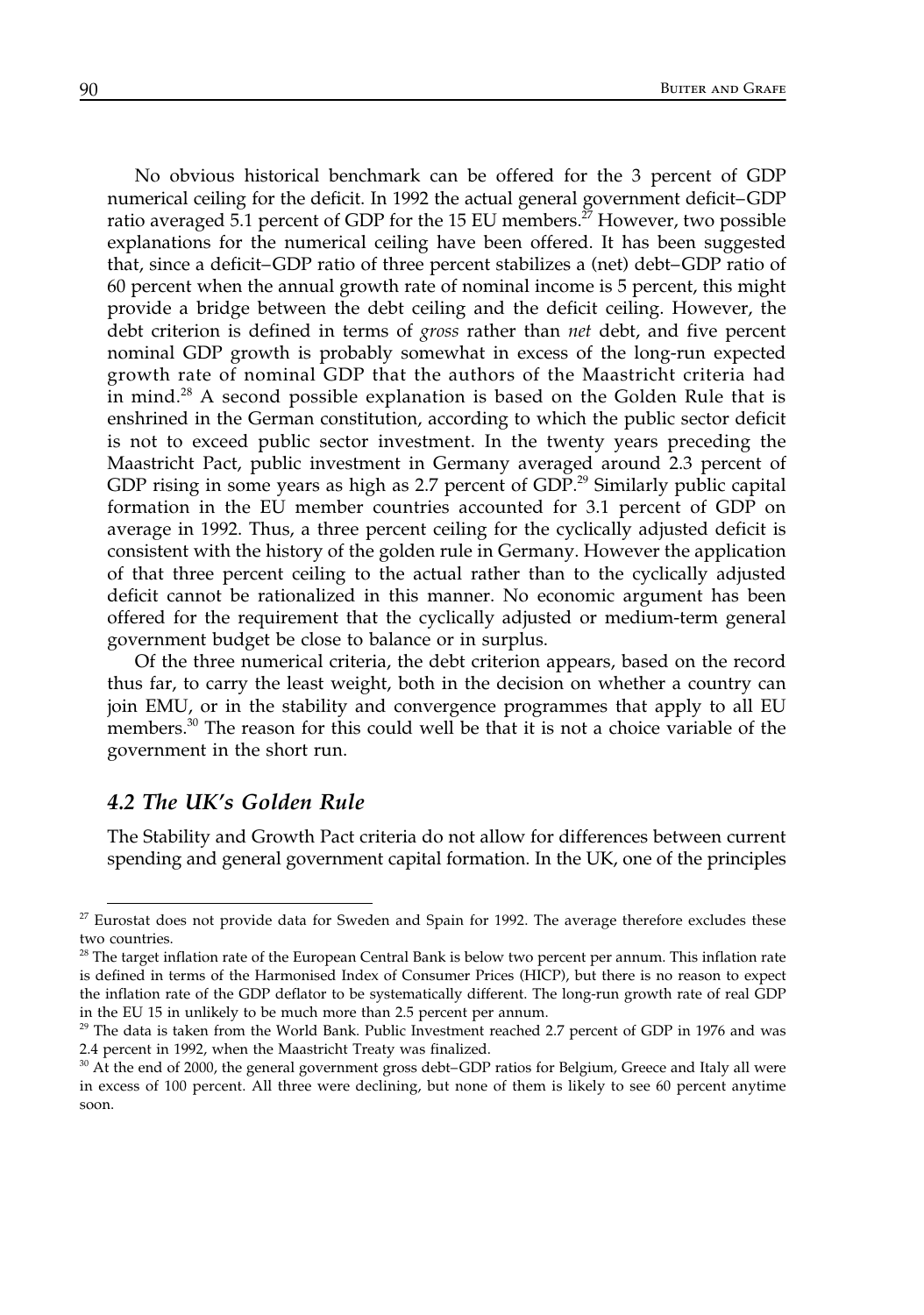No obvious historical benchmark can be offered for the 3 percent of GDP numerical ceiling for the deficit. In 1992 the actual general government deficit–GDP ratio averaged 5.1 percent of GDP for the 15 EU members.[27] However, two possible explanations for the numerical ceiling have been offered. It has been suggested that, since a deficit–GDP ratio of three percent stabilizes a (net) debt–GDP ratio of 60 percent when the annual growth rate of nominal income is 5 percent, this might provide a bridge between the debt ceiling and the deficit ceiling. However, the debt criterion is defined in terms of *gross* rather than *net* debt, and five percent nominal GDP growth is probably somewhat in excess of the long-run expected growth rate of nominal GDP that the authors of the Maastricht criteria had in mind.[28] A second possible explanation is based on the Golden Rule that is enshrined in the German constitution, according to which the public sector deficit is not to exceed public sector investment. In the twenty years preceding the Maastricht Pact, public investment in Germany averaged around 2.3 percent of GDP rising in some years as high as 2.7 percent of GDP.[29] Similarly public capital formation in the EU member countries accounted for 3.1 percent of GDP on average in 1992. Thus, a three percent ceiling for the cyclically adjusted deficit is consistent with the history of the golden rule in Germany. However the application of that three percent ceiling to the actual rather than to the cyclically adjusted deficit cannot be rationalized in this manner. No economic argument has been offered for the requirement that the cyclically adjusted or medium-term general government budget be close to balance or in surplus.

Of the three numerical criteria, the debt criterion appears, based on the record thus far, to carry the least weight, both in the decision on whether a country can join EMU, or in the stability and convergence programmes that apply to all EU members.[30] The reason for this could well be that it is not a choice variable of the government in the short run.

### *4.2 The UK's Golden Rule*

The Stability and Growth Pact criteria do not allow for differences between current spending and general government capital formation. In the UK, one of the principles

---

[27] Eurostat does not provide data for Sweden and Spain for 1992. The average therefore excludes these two countries.

[28] The target inflation rate of the European Central Bank is below two percent per annum. This inflation rate is defined in terms of the Harmonised Index of Consumer Prices (HICP), but there is no reason to expect the inflation rate of the GDP deflator to be systematically different. The long-run growth rate of real GDP in the EU 15 in unlikely to be much more than 2.5 percent per annum.

[29] The data is taken from the World Bank. Public Investment reached 2.7 percent of GDP in 1976 and was 2.4 percent in 1992, when the Maastricht Treaty was finalized.

[30] At the end of 2000, the general government gross debt–GDP ratios for Belgium, Greece and Italy all were in excess of 100 percent. All three were declining, but none of them is likely to see 60 percent anytime soon.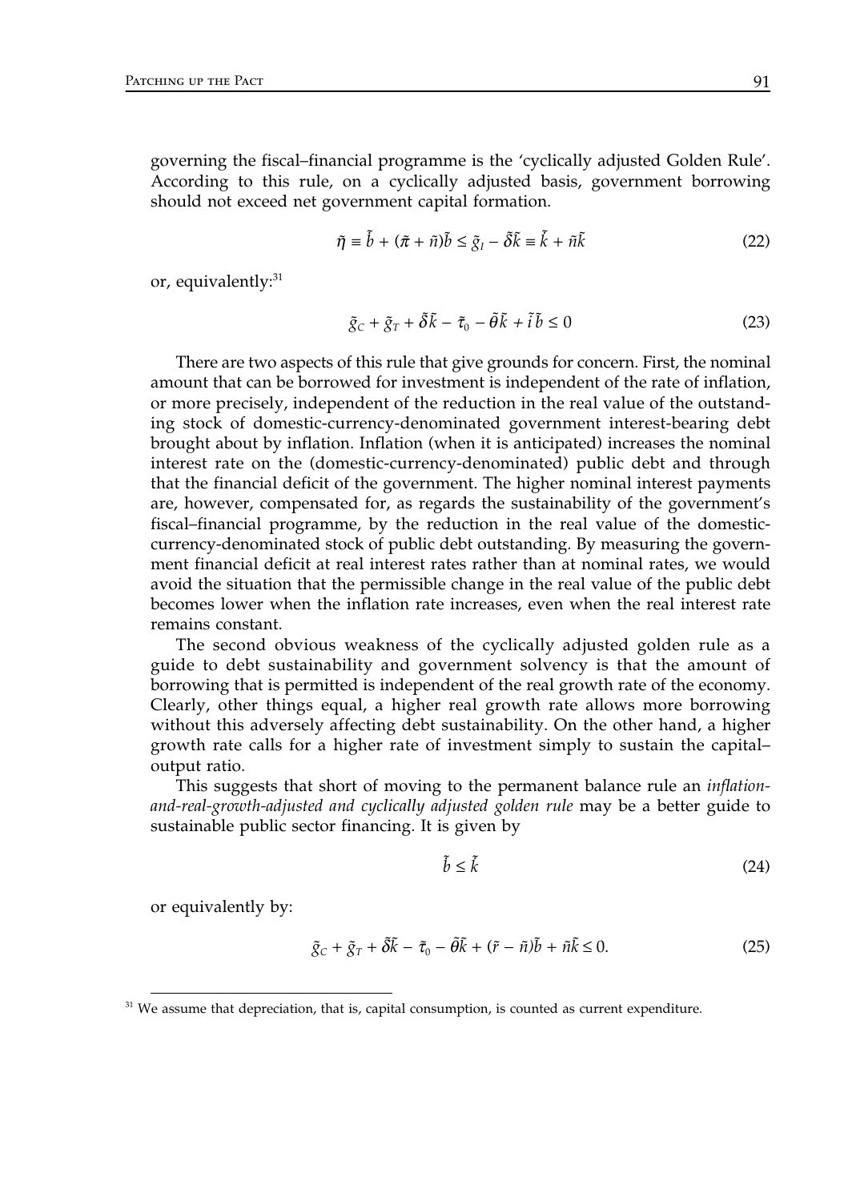governing the fiscal–financial programme is the 'cyclically adjusted Golden Rule'. According to this rule, on a cyclically adjusted basis, government borrowing should not exceed net government capital formation.

$$\tilde{\eta} \equiv \dot{\tilde{b}} + (\tilde{\pi} + \tilde{n})\tilde{b} \leq \tilde{g}_I - \tilde{\delta}\tilde{k} \equiv \dot{\tilde{k}} + \tilde{n}\tilde{k} \tag{22}$$

or, equivalently:[31]

$$\tilde{g}_C + \tilde{g}_T + \tilde{\delta}\tilde{k} - \tilde{\tau}_0 - \tilde{\theta}\tilde{k} + \tilde{i}\,\tilde{b} \leq 0 \tag{23}$$

There are two aspects of this rule that give grounds for concern. First, the nominal amount that can be borrowed for investment is independent of the rate of inflation, or more precisely, independent of the reduction in the real value of the outstanding stock of domestic-currency-denominated government interest-bearing debt brought about by inflation. Inflation (when it is anticipated) increases the nominal interest rate on the (domestic-currency-denominated) public debt and through that the financial deficit of the government. The higher nominal interest payments are, however, compensated for, as regards the sustainability of the government's fiscal–financial programme, by the reduction in the real value of the domestic-currency-denominated stock of public debt outstanding. By measuring the government financial deficit at real interest rates rather than at nominal rates, we would avoid the situation that the permissible change in the real value of the public debt becomes lower when the inflation rate increases, even when the real interest rate remains constant.

The second obvious weakness of the cyclically adjusted golden rule as a guide to debt sustainability and government solvency is that the amount of borrowing that is permitted is independent of the real growth rate of the economy. Clearly, other things equal, a higher real growth rate allows more borrowing without this adversely affecting debt sustainability. On the other hand, a higher growth rate calls for a higher rate of investment simply to sustain the capital–output ratio.

This suggests that short of moving to the permanent balance rule an *inflation-and-real-growth-adjusted and cyclically adjusted golden rule* may be a better guide to sustainable public sector financing. It is given by

$$\dot{\tilde{b}} \leq \dot{\tilde{k}} \tag{24}$$

or equivalently by:

$$\tilde{g}_C + \tilde{g}_T + \tilde{\delta}\tilde{k} - \tilde{\tau}_0 - \tilde{\theta}\tilde{k} + (\tilde{r} - \tilde{n})\tilde{b} + \tilde{n}\tilde{k} \leq 0. \tag{25}$$

[31] We assume that depreciation, that is, capital consumption, is counted as current expenditure.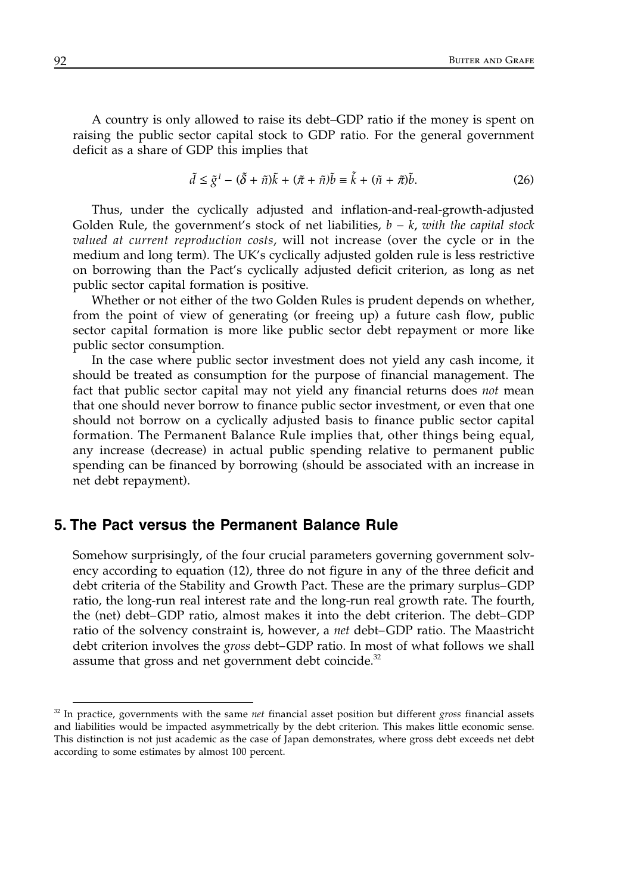A country is only allowed to raise its debt–GDP ratio if the money is spent on raising the public sector capital stock to GDP ratio. For the general government deficit as a share of GDP this implies that

$$\tilde{d} \leq \tilde{g}^{I} - (\tilde{\delta} + \tilde{n})\tilde{k} + (\tilde{\pi} + \tilde{n})\tilde{b} \equiv \tilde{\dot{k}} + (\tilde{n} + \tilde{\pi})\tilde{b}. \tag{26}$$

Thus, under the cyclically adjusted and inflation-and-real-growth-adjusted Golden Rule, the government's stock of net liabilities, $b - k$, *with the capital stock valued at current reproduction costs*, will not increase (over the cycle or in the medium and long term). The UK's cyclically adjusted golden rule is less restrictive on borrowing than the Pact's cyclically adjusted deficit criterion, as long as net public sector capital formation is positive.

Whether or not either of the two Golden Rules is prudent depends on whether, from the point of view of generating (or freeing up) a future cash flow, public sector capital formation is more like public sector debt repayment or more like public sector consumption.

In the case where public sector investment does not yield any cash income, it should be treated as consumption for the purpose of financial management. The fact that public sector capital may not yield any financial returns does *not* mean that one should never borrow to finance public sector investment, or even that one should not borrow on a cyclically adjusted basis to finance public sector capital formation. The Permanent Balance Rule implies that, other things being equal, any increase (decrease) in actual public spending relative to permanent public spending can be financed by borrowing (should be associated with an increase in net debt repayment).

## 5. The Pact versus the Permanent Balance Rule

Somehow surprisingly, of the four crucial parameters governing government solvency according to equation (12), three do not figure in any of the three deficit and debt criteria of the Stability and Growth Pact. These are the primary surplus–GDP ratio, the long-run real interest rate and the long-run real growth rate. The fourth, the (net) debt–GDP ratio, almost makes it into the debt criterion. The debt–GDP ratio of the solvency constraint is, however, a *net* debt–GDP ratio. The Maastricht debt criterion involves the *gross* debt–GDP ratio. In most of what follows we shall assume that gross and net government debt coincide.[32]

[32] In practice, governments with the same *net* financial asset position but different *gross* financial assets and liabilities would be impacted asymmetrically by the debt criterion. This makes little economic sense. This distinction is not just academic as the case of Japan demonstrates, where gross debt exceeds net debt according to some estimates by almost 100 percent.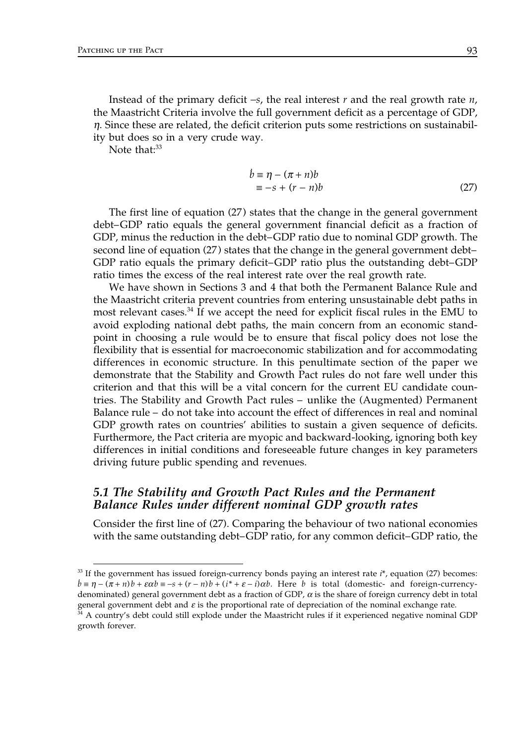Instead of the primary deficit $-s$, the real interest $r$ and the real growth rate $n$, the Maastricht Criteria involve the full government deficit as a percentage of GDP, $\eta$. Since these are related, the deficit criterion puts some restrictions on sustainability but does so in a very crude way.

Note that:[33]

$$
\begin{aligned}
\dot{b} &\equiv \eta - (\pi + n)b \\
&\equiv -s + (r - n)b
\end{aligned}
\tag{27}
$$

The first line of equation (27) states that the change in the general government debt–GDP ratio equals the general government financial deficit as a fraction of GDP, minus the reduction in the debt–GDP ratio due to nominal GDP growth. The second line of equation (27) states that the change in the general government debt–GDP ratio equals the primary deficit–GDP ratio plus the outstanding debt–GDP ratio times the excess of the real interest rate over the real growth rate.

We have shown in Sections 3 and 4 that both the Permanent Balance Rule and the Maastricht criteria prevent countries from entering unsustainable debt paths in most relevant cases.[34] If we accept the need for explicit fiscal rules in the EMU to avoid exploding national debt paths, the main concern from an economic standpoint in choosing a rule would be to ensure that fiscal policy does not lose the flexibility that is essential for macroeconomic stabilization and for accommodating differences in economic structure. In this penultimate section of the paper we demonstrate that the Stability and Growth Pact rules do not fare well under this criterion and that this will be a vital concern for the current EU candidate countries. The Stability and Growth Pact rules – unlike the (Augmented) Permanent Balance rule – do not take into account the effect of differences in real and nominal GDP growth rates on countries' abilities to sustain a given sequence of deficits. Furthermore, the Pact criteria are myopic and backward-looking, ignoring both key differences in initial conditions and foreseeable future changes in key parameters driving future public spending and revenues.

### *5.1 The Stability and Growth Pact Rules and the Permanent Balance Rules under different nominal GDP growth rates*

Consider the first line of (27). Comparing the behaviour of two national economies with the same outstanding debt–GDP ratio, for any common deficit–GDP ratio, the

---

[33] If the government has issued foreign-currency bonds paying an interest rate $i^*$, equation (27) becomes: $\dot{b} \equiv \eta - (\pi + n)b + \varepsilon\alpha b \equiv -s + (r - n)b + (i^* + \varepsilon - i)\alpha b$. Here $b$ is total (domestic- and foreign-currency-denominated) general government debt as a fraction of GDP, $\alpha$ is the share of foreign currency debt in total general government debt and $\varepsilon$ is the proportional rate of depreciation of the nominal exchange rate.

[34] A country's debt could still explode under the Maastricht rules if it experienced negative nominal GDP growth forever.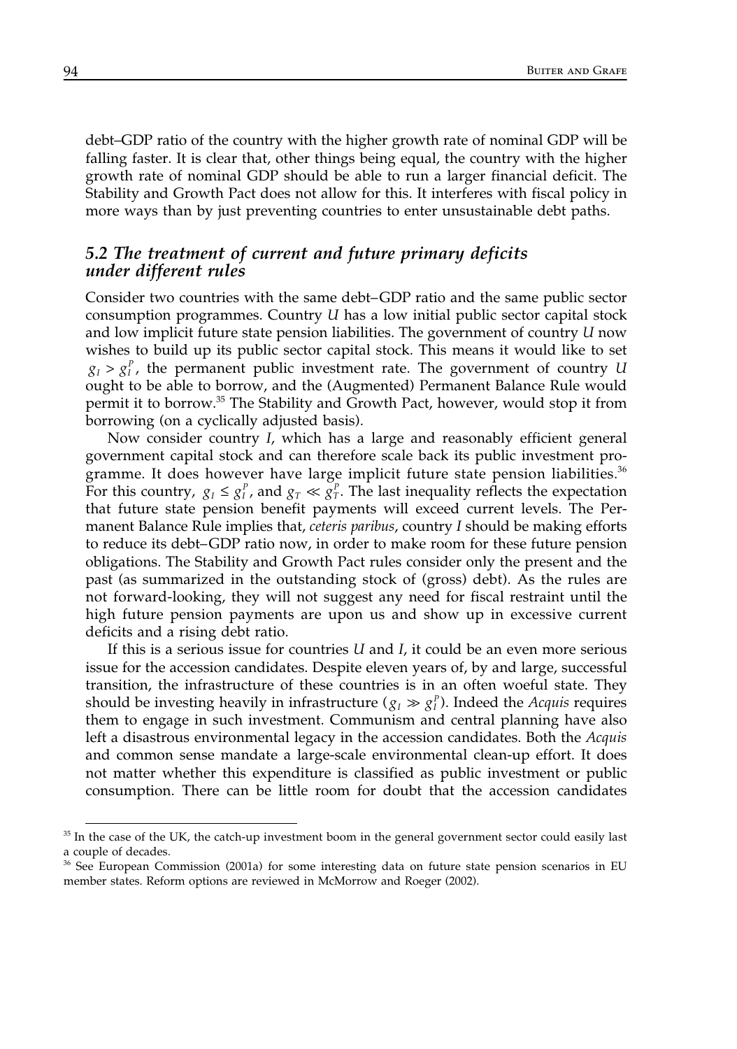debt–GDP ratio of the country with the higher growth rate of nominal GDP will be falling faster. It is clear that, other things being equal, the country with the higher growth rate of nominal GDP should be able to run a larger financial deficit. The Stability and Growth Pact does not allow for this. It interferes with fiscal policy in more ways than by just preventing countries to enter unsustainable debt paths.

### *5.2 The treatment of current and future primary deficits under different rules*

Consider two countries with the same debt–GDP ratio and the same public sector consumption programmes. Country *U* has a low initial public sector capital stock and low implicit future state pension liabilities. The government of country *U* now wishes to build up its public sector capital stock. This means it would like to set $g_I > g_I^P$, the permanent public investment rate. The government of country *U* ought to be able to borrow, and the (Augmented) Permanent Balance Rule would permit it to borrow.[35] The Stability and Growth Pact, however, would stop it from borrowing (on a cyclically adjusted basis).

Now consider country *I*, which has a large and reasonably efficient general government capital stock and can therefore scale back its public investment programme. It does however have large implicit future state pension liabilities.[36] For this country, $g_I \le g_I^P$, and $g_T \ll g_T^P$. The last inequality reflects the expectation that future state pension benefit payments will exceed current levels. The Permanent Balance Rule implies that, *ceteris paribus*, country *I* should be making efforts to reduce its debt–GDP ratio now, in order to make room for these future pension obligations. The Stability and Growth Pact rules consider only the present and the past (as summarized in the outstanding stock of (gross) debt). As the rules are not forward-looking, they will not suggest any need for fiscal restraint until the high future pension payments are upon us and show up in excessive current deficits and a rising debt ratio.

If this is a serious issue for countries *U* and *I*, it could be an even more serious issue for the accession candidates. Despite eleven years of, by and large, successful transition, the infrastructure of these countries is in an often woeful state. They should be investing heavily in infrastructure ($g_I \gg g_I^P$). Indeed the *Acquis* requires them to engage in such investment. Communism and central planning have also left a disastrous environmental legacy in the accession candidates. Both the *Acquis* and common sense mandate a large-scale environmental clean-up effort. It does not matter whether this expenditure is classified as public investment or public consumption. There can be little room for doubt that the accession candidates

[35] In the case of the UK, the catch-up investment boom in the general government sector could easily last a couple of decades.

[36] See European Commission (2001a) for some interesting data on future state pension scenarios in EU member states. Reform options are reviewed in McMorrow and Roeger (2002).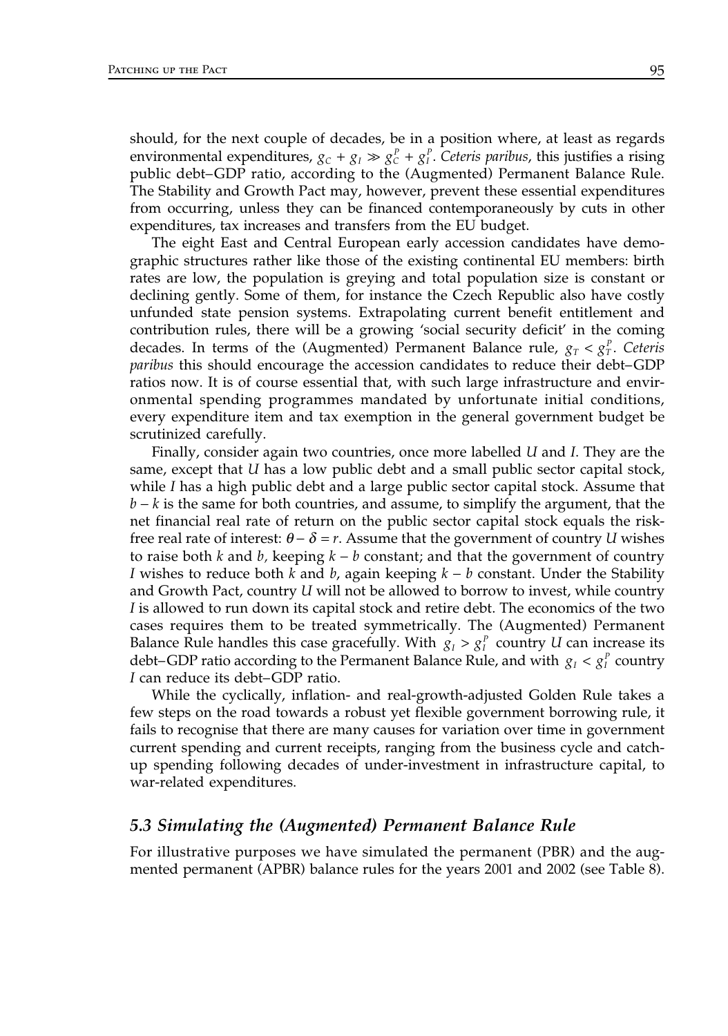should, for the next couple of decades, be in a position where, at least as regards environmental expenditures, $g_C + g_I \gg g_C^P + g_I^P$. *Ceteris paribus*, this justifies a rising public debt–GDP ratio, according to the (Augmented) Permanent Balance Rule. The Stability and Growth Pact may, however, prevent these essential expenditures from occurring, unless they can be financed contemporaneously by cuts in other expenditures, tax increases and transfers from the EU budget.

The eight East and Central European early accession candidates have demographic structures rather like those of the existing continental EU members: birth rates are low, the population is greying and total population size is constant or declining gently. Some of them, for instance the Czech Republic also have costly unfunded state pension systems. Extrapolating current benefit entitlement and contribution rules, there will be a growing 'social security deficit' in the coming decades. In terms of the (Augmented) Permanent Balance rule, $g_T < g_T^P$. *Ceteris paribus* this should encourage the accession candidates to reduce their debt–GDP ratios now. It is of course essential that, with such large infrastructure and environmental spending programmes mandated by unfortunate initial conditions, every expenditure item and tax exemption in the general government budget be scrutinized carefully.

Finally, consider again two countries, once more labelled *U* and *I*. They are the same, except that *U* has a low public debt and a small public sector capital stock, while *I* has a high public debt and a large public sector capital stock. Assume that $b - k$ is the same for both countries, and assume, to simplify the argument, that the net financial real rate of return on the public sector capital stock equals the risk-free real rate of interest: $\theta - \delta = r$. Assume that the government of country *U* wishes to raise both $k$ and $b$, keeping $k - b$ constant; and that the government of country *I* wishes to reduce both $k$ and $b$, again keeping $k - b$ constant. Under the Stability and Growth Pact, country *U* will not be allowed to borrow to invest, while country *I* is allowed to run down its capital stock and retire debt. The economics of the two cases requires them to be treated symmetrically. The (Augmented) Permanent Balance Rule handles this case gracefully. With $g_I > g_I^P$ country *U* can increase its debt–GDP ratio according to the Permanent Balance Rule, and with $g_I < g_I^P$ country *I* can reduce its debt–GDP ratio.

While the cyclically, inflation- and real-growth-adjusted Golden Rule takes a few steps on the road towards a robust yet flexible government borrowing rule, it fails to recognise that there are many causes for variation over time in government current spending and current receipts, ranging from the business cycle and catch-up spending following decades of under-investment in infrastructure capital, to war-related expenditures.

### *5.3 Simulating the (Augmented) Permanent Balance Rule*

For illustrative purposes we have simulated the permanent (PBR) and the augmented permanent (APBR) balance rules for the years 2001 and 2002 (see Table 8).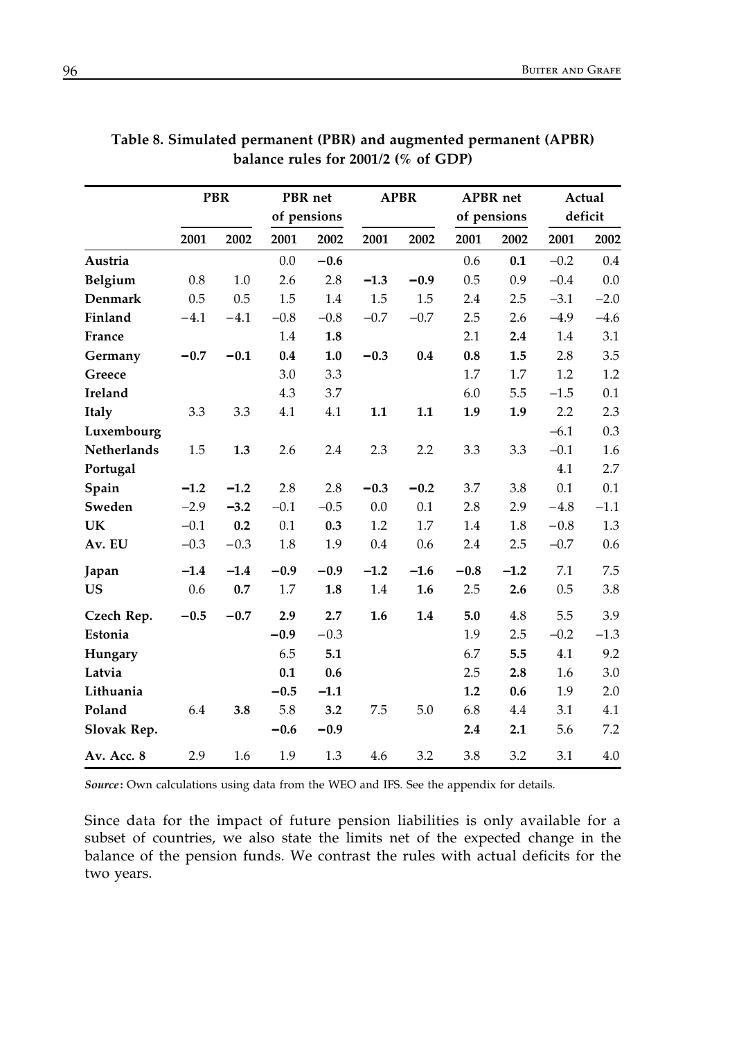**Table 8. Simulated permanent (PBR) and augmented permanent (APBR) balance rules for 2001/2 (% of GDP)**

| | PBR | | PBR net of pensions | | APBR | | APBR net of pensions | | Actual deficit | |
|---|---|---|---|---|---|---|---|---|---|---|
| | 2001 | 2002 | 2001 | 2002 | 2001 | 2002 | 2001 | 2002 | 2001 | 2002 |
| **Austria** | | | 0.0 | **−0.6** | | | 0.6 | **0.1** | −0.2 | 0.4 |
| **Belgium** | 0.8 | 1.0 | 2.6 | 2.8 | **−1.3** | **−0.9** | 0.5 | 0.9 | −0.4 | 0.0 |
| **Denmark** | 0.5 | 0.5 | 1.5 | 1.4 | 1.5 | 1.5 | 2.4 | 2.5 | −3.1 | −2.0 |
| **Finland** | −4.1 | −4.1 | −0.8 | −0.8 | −0.7 | −0.7 | 2.5 | 2.6 | −4.9 | −4.6 |
| **France** | | | 1.4 | **1.8** | | | 2.1 | **2.4** | 1.4 | 3.1 |
| **Germany** | **−0.7** | **−0.1** | **0.4** | **1.0** | **−0.3** | **0.4** | **0.8** | **1.5** | 2.8 | 3.5 |
| **Greece** | | | 3.0 | 3.3 | | | 1.7 | 1.7 | 1.2 | 1.2 |
| **Ireland** | | | 4.3 | 3.7 | | | 6.0 | 5.5 | −1.5 | 0.1 |
| **Italy** | 3.3 | 3.3 | 4.1 | 4.1 | **1.1** | **1.1** | **1.9** | **1.9** | 2.2 | 2.3 |
| **Luxembourg** | | | | | | | | | −6.1 | 0.3 |
| **Netherlands** | 1.5 | **1.3** | 2.6 | 2.4 | 2.3 | 2.2 | 3.3 | 3.3 | −0.1 | 1.6 |
| **Portugal** | | | | | | | | | 4.1 | 2.7 |
| **Spain** | **−1.2** | **−1.2** | 2.8 | 2.8 | **−0.3** | **−0.2** | 3.7 | 3.8 | 0.1 | 0.1 |
| **Sweden** | −2.9 | **−3.2** | −0.1 | −0.5 | 0.0 | 0.1 | 2.8 | 2.9 | −4.8 | −1.1 |
| **UK** | −0.1 | **0.2** | 0.1 | **0.3** | 1.2 | 1.7 | 1.4 | 1.8 | −0.8 | 1.3 |
| **Av. EU** | −0.3 | −0.3 | 1.8 | 1.9 | 0.4 | 0.6 | 2.4 | 2.5 | −0.7 | 0.6 |
| **Japan** | **−1.4** | **−1.4** | **−0.9** | **−0.9** | **−1.2** | **−1.6** | **−0.8** | **−1.2** | 7.1 | 7.5 |
| **US** | 0.6 | **0.7** | 1.7 | **1.8** | 1.4 | **1.6** | 2.5 | **2.6** | 0.5 | 3.8 |
| **Czech Rep.** | **−0.5** | **−0.7** | **2.9** | **2.7** | **1.6** | **1.4** | **5.0** | 4.8 | 5.5 | 3.9 |
| **Estonia** | | | **−0.9** | −0.3 | | | 1.9 | 2.5 | −0.2 | −1.3 |
| **Hungary** | | | 6.5 | **5.1** | | | 6.7 | **5.5** | 4.1 | 9.2 |
| **Latvia** | | | **0.1** | **0.6** | | | 2.5 | **2.8** | 1.6 | 3.0 |
| **Lithuania** | | | **−0.5** | **−1.1** | | | **1.2** | **0.6** | 1.9 | 2.0 |
| **Poland** | 6.4 | **3.8** | 5.8 | **3.2** | 7.5 | 5.0 | 6.8 | 4.4 | 3.1 | 4.1 |
| **Slovak Rep.** | | | **−0.6** | **−0.9** | | | **2.4** | **2.1** | 5.6 | 7.2 |
| **Av. Acc. 8** | 2.9 | 1.6 | 1.9 | 1.3 | 4.6 | 3.2 | 3.8 | 3.2 | 3.1 | 4.0 |

***Source*:** Own calculations using data from the WEO and IFS. See the appendix for details.

Since data for the impact of future pension liabilities is only available for a subset of countries, we also state the limits net of the expected change in the balance of the pension funds. We contrast the rules with actual deficits for the two years.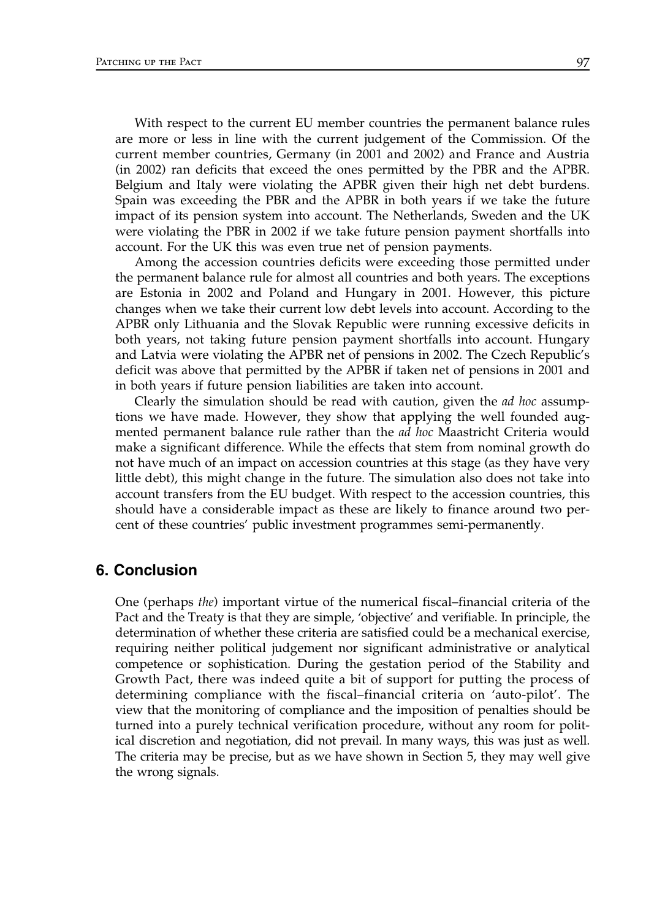With respect to the current EU member countries the permanent balance rules are more or less in line with the current judgement of the Commission. Of the current member countries, Germany (in 2001 and 2002) and France and Austria (in 2002) ran deficits that exceed the ones permitted by the PBR and the APBR. Belgium and Italy were violating the APBR given their high net debt burdens. Spain was exceeding the PBR and the APBR in both years if we take the future impact of its pension system into account. The Netherlands, Sweden and the UK were violating the PBR in 2002 if we take future pension payment shortfalls into account. For the UK this was even true net of pension payments.

Among the accession countries deficits were exceeding those permitted under the permanent balance rule for almost all countries and both years. The exceptions are Estonia in 2002 and Poland and Hungary in 2001. However, this picture changes when we take their current low debt levels into account. According to the APBR only Lithuania and the Slovak Republic were running excessive deficits in both years, not taking future pension payment shortfalls into account. Hungary and Latvia were violating the APBR net of pensions in 2002. The Czech Republic's deficit was above that permitted by the APBR if taken net of pensions in 2001 and in both years if future pension liabilities are taken into account.

Clearly the simulation should be read with caution, given the *ad hoc* assumptions we have made. However, they show that applying the well founded augmented permanent balance rule rather than the *ad hoc* Maastricht Criteria would make a significant difference. While the effects that stem from nominal growth do not have much of an impact on accession countries at this stage (as they have very little debt), this might change in the future. The simulation also does not take into account transfers from the EU budget. With respect to the accession countries, this should have a considerable impact as these are likely to finance around two percent of these countries' public investment programmes semi-permanently.

## 6. Conclusion

One (perhaps *the*) important virtue of the numerical fiscal–financial criteria of the Pact and the Treaty is that they are simple, 'objective' and verifiable. In principle, the determination of whether these criteria are satisfied could be a mechanical exercise, requiring neither political judgement nor significant administrative or analytical competence or sophistication. During the gestation period of the Stability and Growth Pact, there was indeed quite a bit of support for putting the process of determining compliance with the fiscal–financial criteria on 'auto-pilot'. The view that the monitoring of compliance and the imposition of penalties should be turned into a purely technical verification procedure, without any room for political discretion and negotiation, did not prevail. In many ways, this was just as well. The criteria may be precise, but as we have shown in Section 5, they may well give the wrong signals.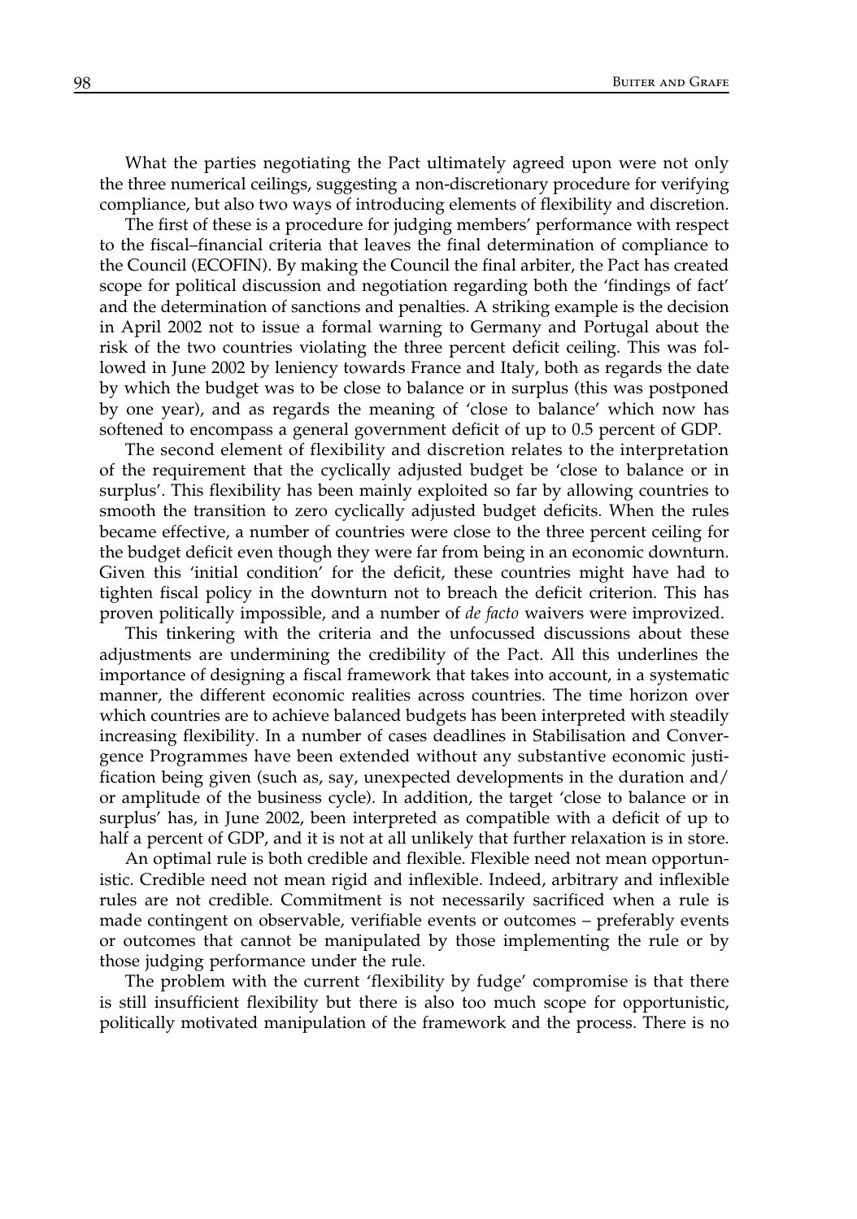What the parties negotiating the Pact ultimately agreed upon were not only the three numerical ceilings, suggesting a non-discretionary procedure for verifying compliance, but also two ways of introducing elements of flexibility and discretion.

The first of these is a procedure for judging members' performance with respect to the fiscal–financial criteria that leaves the final determination of compliance to the Council (ECOFIN). By making the Council the final arbiter, the Pact has created scope for political discussion and negotiation regarding both the 'findings of fact' and the determination of sanctions and penalties. A striking example is the decision in April 2002 not to issue a formal warning to Germany and Portugal about the risk of the two countries violating the three percent deficit ceiling. This was followed in June 2002 by leniency towards France and Italy, both as regards the date by which the budget was to be close to balance or in surplus (this was postponed by one year), and as regards the meaning of 'close to balance' which now has softened to encompass a general government deficit of up to 0.5 percent of GDP.

The second element of flexibility and discretion relates to the interpretation of the requirement that the cyclically adjusted budget be 'close to balance or in surplus'. This flexibility has been mainly exploited so far by allowing countries to smooth the transition to zero cyclically adjusted budget deficits. When the rules became effective, a number of countries were close to the three percent ceiling for the budget deficit even though they were far from being in an economic downturn. Given this 'initial condition' for the deficit, these countries might have had to tighten fiscal policy in the downturn not to breach the deficit criterion. This has proven politically impossible, and a number of *de facto* waivers were improvized.

This tinkering with the criteria and the unfocussed discussions about these adjustments are undermining the credibility of the Pact. All this underlines the importance of designing a fiscal framework that takes into account, in a systematic manner, the different economic realities across countries. The time horizon over which countries are to achieve balanced budgets has been interpreted with steadily increasing flexibility. In a number of cases deadlines in Stabilisation and Convergence Programmes have been extended without any substantive economic justification being given (such as, say, unexpected developments in the duration and/or amplitude of the business cycle). In addition, the target 'close to balance or in surplus' has, in June 2002, been interpreted as compatible with a deficit of up to half a percent of GDP, and it is not at all unlikely that further relaxation is in store.

An optimal rule is both credible and flexible. Flexible need not mean opportunistic. Credible need not mean rigid and inflexible. Indeed, arbitrary and inflexible rules are not credible. Commitment is not necessarily sacrificed when a rule is made contingent on observable, verifiable events or outcomes – preferably events or outcomes that cannot be manipulated by those implementing the rule or by those judging performance under the rule.

The problem with the current 'flexibility by fudge' compromise is that there is still insufficient flexibility but there is also too much scope for opportunistic, politically motivated manipulation of the framework and the process. There is no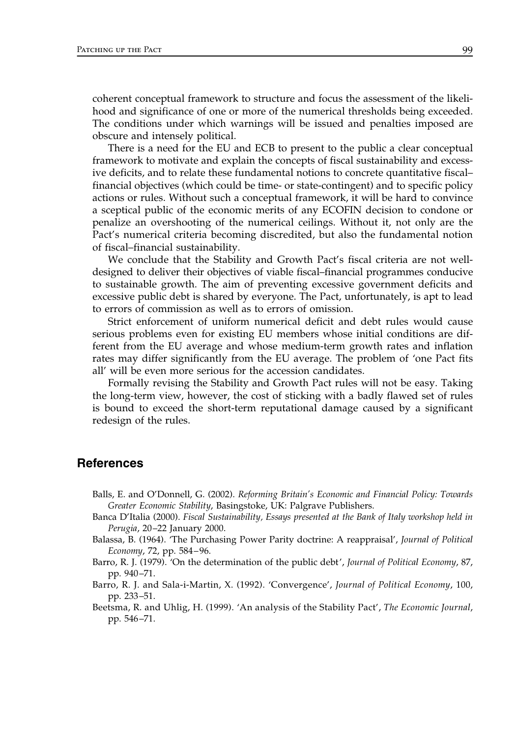coherent conceptual framework to structure and focus the assessment of the likelihood and significance of one or more of the numerical thresholds being exceeded. The conditions under which warnings will be issued and penalties imposed are obscure and intensely political.

There is a need for the EU and ECB to present to the public a clear conceptual framework to motivate and explain the concepts of fiscal sustainability and excessive deficits, and to relate these fundamental notions to concrete quantitative fiscal–financial objectives (which could be time- or state-contingent) and to specific policy actions or rules. Without such a conceptual framework, it will be hard to convince a sceptical public of the economic merits of any ECOFIN decision to condone or penalize an overshooting of the numerical ceilings. Without it, not only are the Pact's numerical criteria becoming discredited, but also the fundamental notion of fiscal–financial sustainability.

We conclude that the Stability and Growth Pact's fiscal criteria are not well-designed to deliver their objectives of viable fiscal–financial programmes conducive to sustainable growth. The aim of preventing excessive government deficits and excessive public debt is shared by everyone. The Pact, unfortunately, is apt to lead to errors of commission as well as to errors of omission.

Strict enforcement of uniform numerical deficit and debt rules would cause serious problems even for existing EU members whose initial conditions are different from the EU average and whose medium-term growth rates and inflation rates may differ significantly from the EU average. The problem of 'one Pact fits all' will be even more serious for the accession candidates.

Formally revising the Stability and Growth Pact rules will not be easy. Taking the long-term view, however, the cost of sticking with a badly flawed set of rules is bound to exceed the short-term reputational damage caused by a significant redesign of the rules.

## References

Balls, E. and O'Donnell, G. (2002). *Reforming Britain's Economic and Financial Policy: Towards Greater Economic Stability*, Basingstoke, UK: Palgrave Publishers.

Banca D'Italia (2000). *Fiscal Sustainability, Essays presented at the Bank of Italy workshop held in Perugia*, 20–22 January 2000.

Balassa, B. (1964). 'The Purchasing Power Parity doctrine: A reappraisal', *Journal of Political Economy*, 72, pp. 584–96.

Barro, R. J. (1979). 'On the determination of the public debt', *Journal of Political Economy*, 87, pp. 940–71.

Barro, R. J. and Sala-i-Martin, X. (1992). 'Convergence', *Journal of Political Economy*, 100, pp. 233–51.

Beetsma, R. and Uhlig, H. (1999). 'An analysis of the Stability Pact', *The Economic Journal*, pp. 546–71.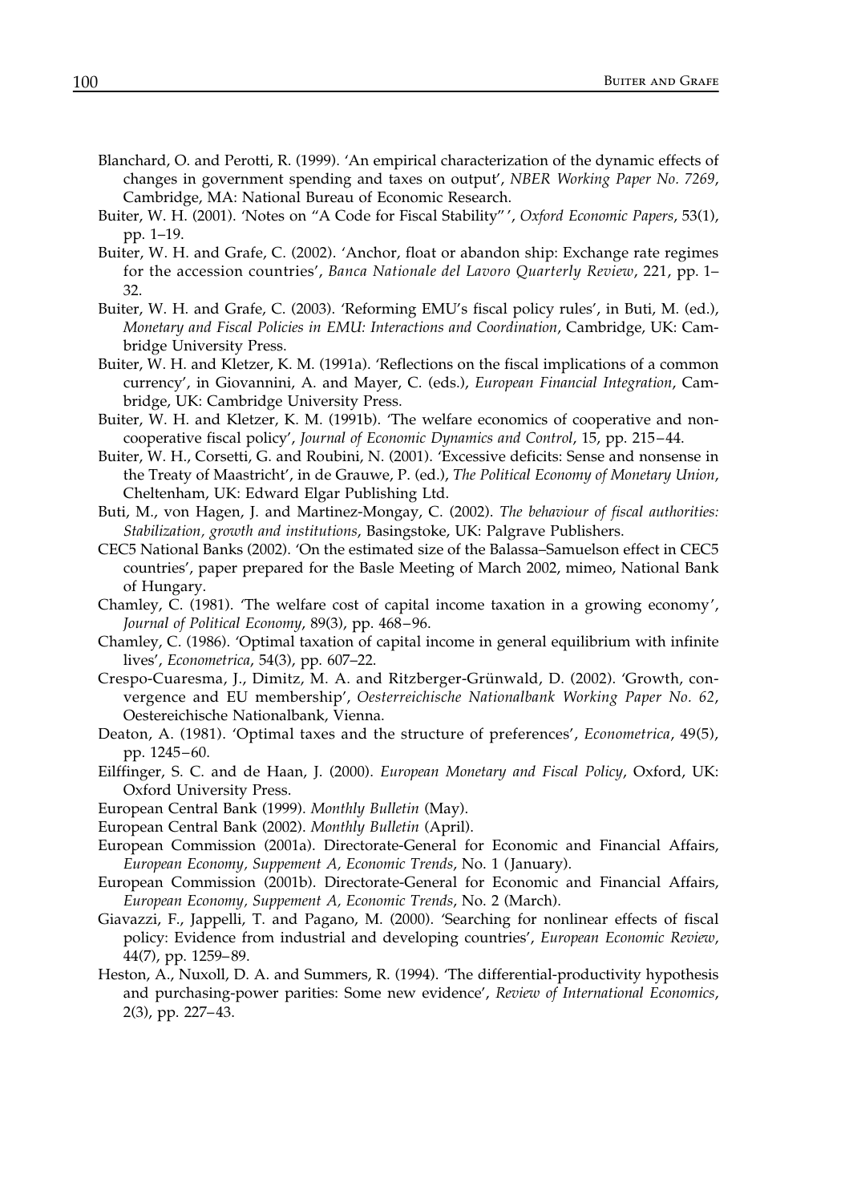Blanchard, O. and Perotti, R. (1999). 'An empirical characterization of the dynamic effects of changes in government spending and taxes on output', *NBER Working Paper No. 7269*, Cambridge, MA: National Bureau of Economic Research.

Buiter, W. H. (2001). 'Notes on "A Code for Fiscal Stability"', *Oxford Economic Papers*, 53(1), pp. 1–19.

Buiter, W. H. and Grafe, C. (2002). 'Anchor, float or abandon ship: Exchange rate regimes for the accession countries', *Banca Nationale del Lavoro Quarterly Review*, 221, pp. 1–32.

Buiter, W. H. and Grafe, C. (2003). 'Reforming EMU's fiscal policy rules', in Buti, M. (ed.), *Monetary and Fiscal Policies in EMU: Interactions and Coordination*, Cambridge, UK: Cambridge University Press.

Buiter, W. H. and Kletzer, K. M. (1991a). 'Reflections on the fiscal implications of a common currency', in Giovannini, A. and Mayer, C. (eds.), *European Financial Integration*, Cambridge, UK: Cambridge University Press.

Buiter, W. H. and Kletzer, K. M. (1991b). 'The welfare economics of cooperative and noncooperative fiscal policy', *Journal of Economic Dynamics and Control*, 15, pp. 215–44.

Buiter, W. H., Corsetti, G. and Roubini, N. (2001). 'Excessive deficits: Sense and nonsense in the Treaty of Maastricht', in de Grauwe, P. (ed.), *The Political Economy of Monetary Union*, Cheltenham, UK: Edward Elgar Publishing Ltd.

Buti, M., von Hagen, J. and Martinez-Mongay, C. (2002). *The behaviour of fiscal authorities: Stabilization, growth and institutions*, Basingstoke, UK: Palgrave Publishers.

CEC5 National Banks (2002). 'On the estimated size of the Balassa–Samuelson effect in CEC5 countries', paper prepared for the Basle Meeting of March 2002, mimeo, National Bank of Hungary.

Chamley, C. (1981). 'The welfare cost of capital income taxation in a growing economy', *Journal of Political Economy*, 89(3), pp. 468–96.

Chamley, C. (1986). 'Optimal taxation of capital income in general equilibrium with infinite lives', *Econometrica*, 54(3), pp. 607–22.

Crespo-Cuaresma, J., Dimitz, M. A. and Ritzberger-Grünwald, D. (2002). 'Growth, convergence and EU membership', *Oesterreichische Nationalbank Working Paper No. 62*, Oestereichische Nationalbank, Vienna.

Deaton, A. (1981). 'Optimal taxes and the structure of preferences', *Econometrica*, 49(5), pp. 1245–60.

Eilffinger, S. C. and de Haan, J. (2000). *European Monetary and Fiscal Policy*, Oxford, UK: Oxford University Press.

European Central Bank (1999). *Monthly Bulletin* (May).

European Central Bank (2002). *Monthly Bulletin* (April).

European Commission (2001a). Directorate-General for Economic and Financial Affairs, *European Economy, Suppement A, Economic Trends*, No. 1 (January).

European Commission (2001b). Directorate-General for Economic and Financial Affairs, *European Economy, Suppement A, Economic Trends*, No. 2 (March).

Giavazzi, F., Jappelli, T. and Pagano, M. (2000). 'Searching for nonlinear effects of fiscal policy: Evidence from industrial and developing countries', *European Economic Review*, 44(7), pp. 1259–89.

Heston, A., Nuxoll, D. A. and Summers, R. (1994). 'The differential-productivity hypothesis and purchasing-power parities: Some new evidence', *Review of International Economics*, 2(3), pp. 227–43.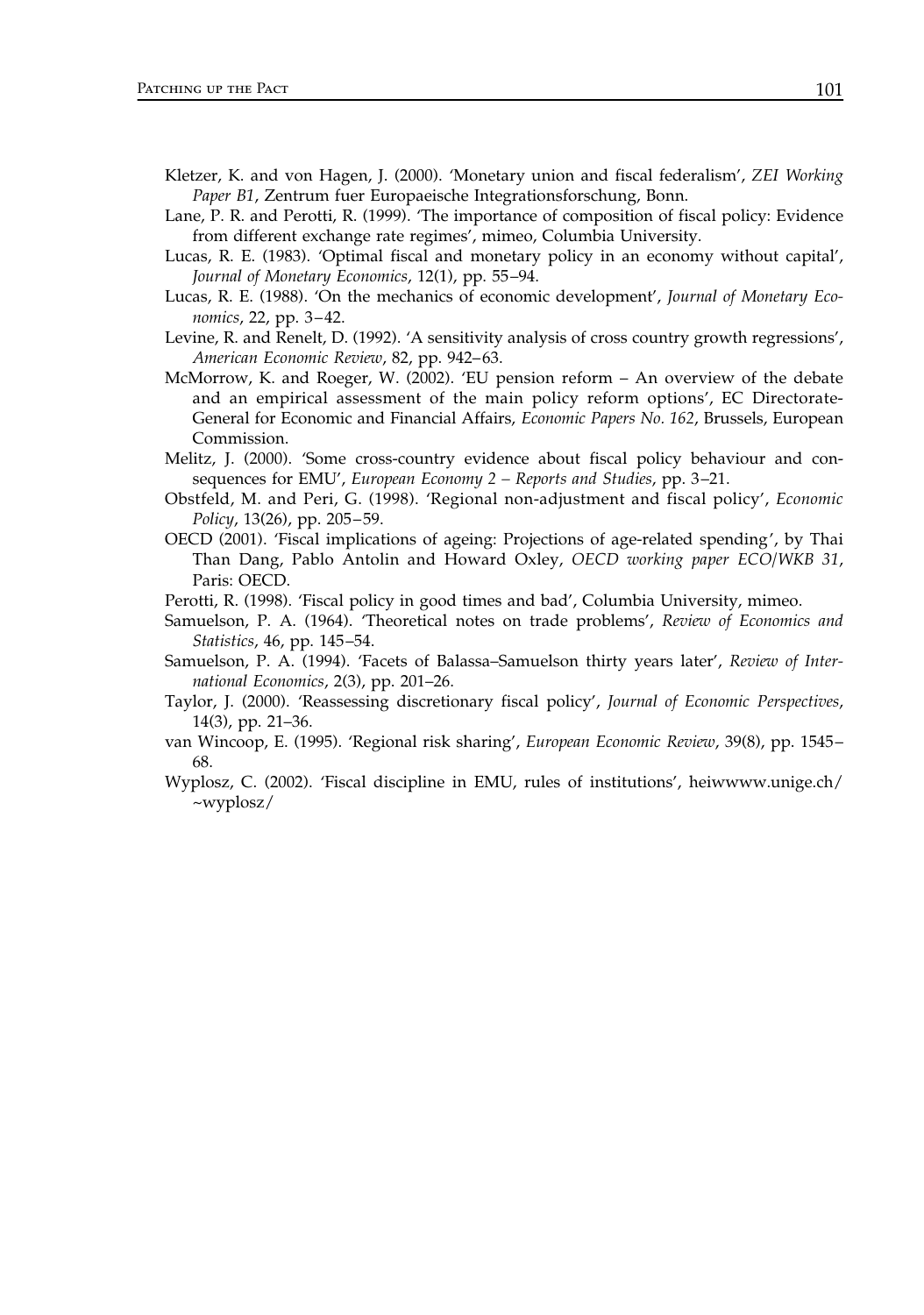Kletzer, K. and von Hagen, J. (2000). 'Monetary union and fiscal federalism', *ZEI Working Paper B1*, Zentrum fuer Europaeische Integrationsforschung, Bonn.

Lane, P. R. and Perotti, R. (1999). 'The importance of composition of fiscal policy: Evidence from different exchange rate regimes', mimeo, Columbia University.

Lucas, R. E. (1983). 'Optimal fiscal and monetary policy in an economy without capital', *Journal of Monetary Economics*, 12(1), pp. 55–94.

Lucas, R. E. (1988). 'On the mechanics of economic development', *Journal of Monetary Economics*, 22, pp. 3–42.

Levine, R. and Renelt, D. (1992). 'A sensitivity analysis of cross country growth regressions', *American Economic Review*, 82, pp. 942–63.

McMorrow, K. and Roeger, W. (2002). 'EU pension reform – An overview of the debate and an empirical assessment of the main policy reform options', EC Directorate-General for Economic and Financial Affairs, *Economic Papers No. 162*, Brussels, European Commission.

Melitz, J. (2000). 'Some cross-country evidence about fiscal policy behaviour and consequences for EMU', *European Economy 2 – Reports and Studies*, pp. 3–21.

Obstfeld, M. and Peri, G. (1998). 'Regional non-adjustment and fiscal policy', *Economic Policy*, 13(26), pp. 205–59.

OECD (2001). 'Fiscal implications of ageing: Projections of age-related spending', by Thai Than Dang, Pablo Antolin and Howard Oxley, *OECD working paper ECO/WKB 31*, Paris: OECD.

Perotti, R. (1998). 'Fiscal policy in good times and bad', Columbia University, mimeo.

Samuelson, P. A. (1964). 'Theoretical notes on trade problems', *Review of Economics and Statistics*, 46, pp. 145–54.

Samuelson, P. A. (1994). 'Facets of Balassa–Samuelson thirty years later', *Review of International Economics*, 2(3), pp. 201–26.

Taylor, J. (2000). 'Reassessing discretionary fiscal policy', *Journal of Economic Perspectives*, 14(3), pp. 21–36.

van Wincoop, E. (1995). 'Regional risk sharing', *European Economic Review*, 39(8), pp. 1545–68.

Wyplosz, C. (2002). 'Fiscal discipline in EMU, rules of institutions', heiwwww.unige.ch/~wyplosz/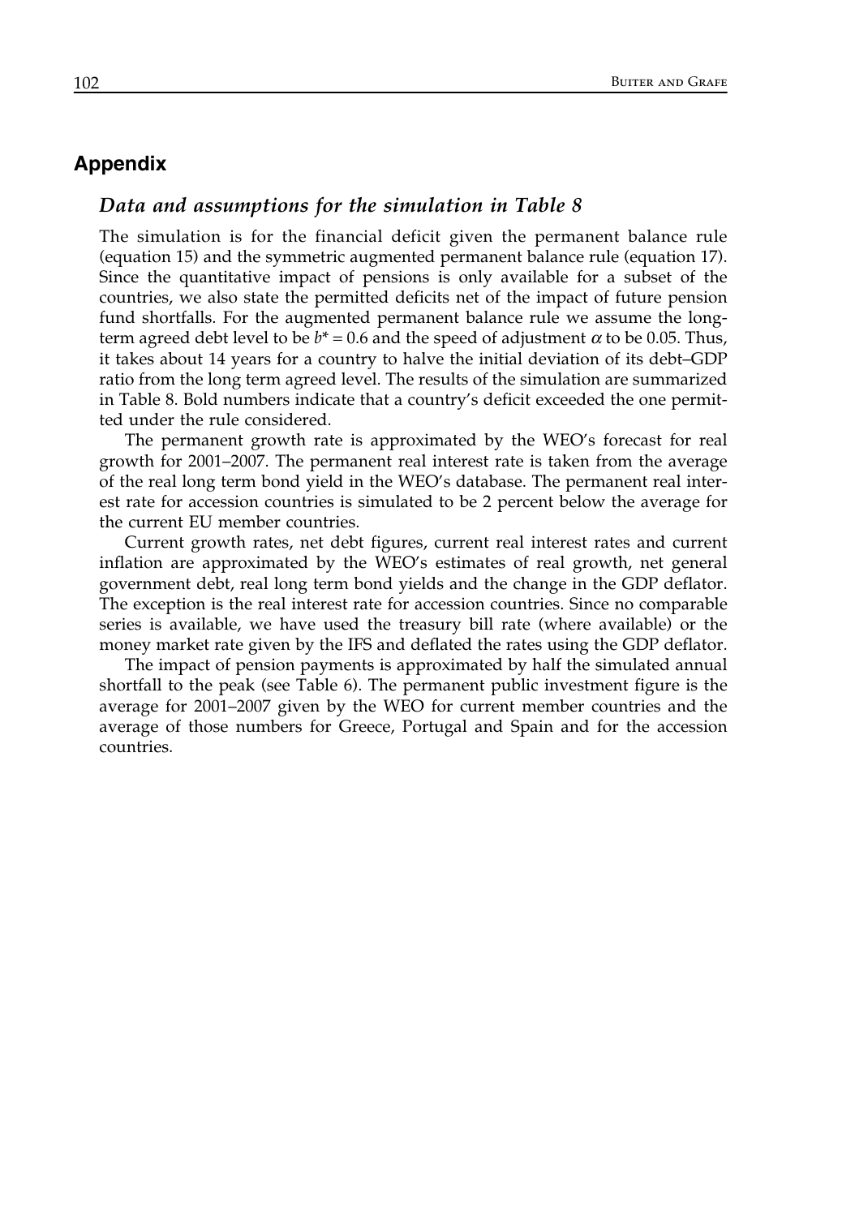## Appendix

### *Data and assumptions for the simulation in Table 8*

The simulation is for the financial deficit given the permanent balance rule (equation 15) and the symmetric augmented permanent balance rule (equation 17). Since the quantitative impact of pensions is only available for a subset of the countries, we also state the permitted deficits net of the impact of future pension fund shortfalls. For the augmented permanent balance rule we assume the long-term agreed debt level to be $b^* = 0.6$ and the speed of adjustment $\alpha$ to be 0.05. Thus, it takes about 14 years for a country to halve the initial deviation of its debt–GDP ratio from the long term agreed level. The results of the simulation are summarized in Table 8. Bold numbers indicate that a country's deficit exceeded the one permitted under the rule considered.

The permanent growth rate is approximated by the WEO's forecast for real growth for 2001–2007. The permanent real interest rate is taken from the average of the real long term bond yield in the WEO's database. The permanent real interest rate for accession countries is simulated to be 2 percent below the average for the current EU member countries.

Current growth rates, net debt figures, current real interest rates and current inflation are approximated by the WEO's estimates of real growth, net general government debt, real long term bond yields and the change in the GDP deflator. The exception is the real interest rate for accession countries. Since no comparable series is available, we have used the treasury bill rate (where available) or the money market rate given by the IFS and deflated the rates using the GDP deflator.

The impact of pension payments is approximated by half the simulated annual shortfall to the peak (see Table 6). The permanent public investment figure is the average for 2001–2007 given by the WEO for current member countries and the average of those numbers for Greece, Portugal and Spain and for the accession countries.